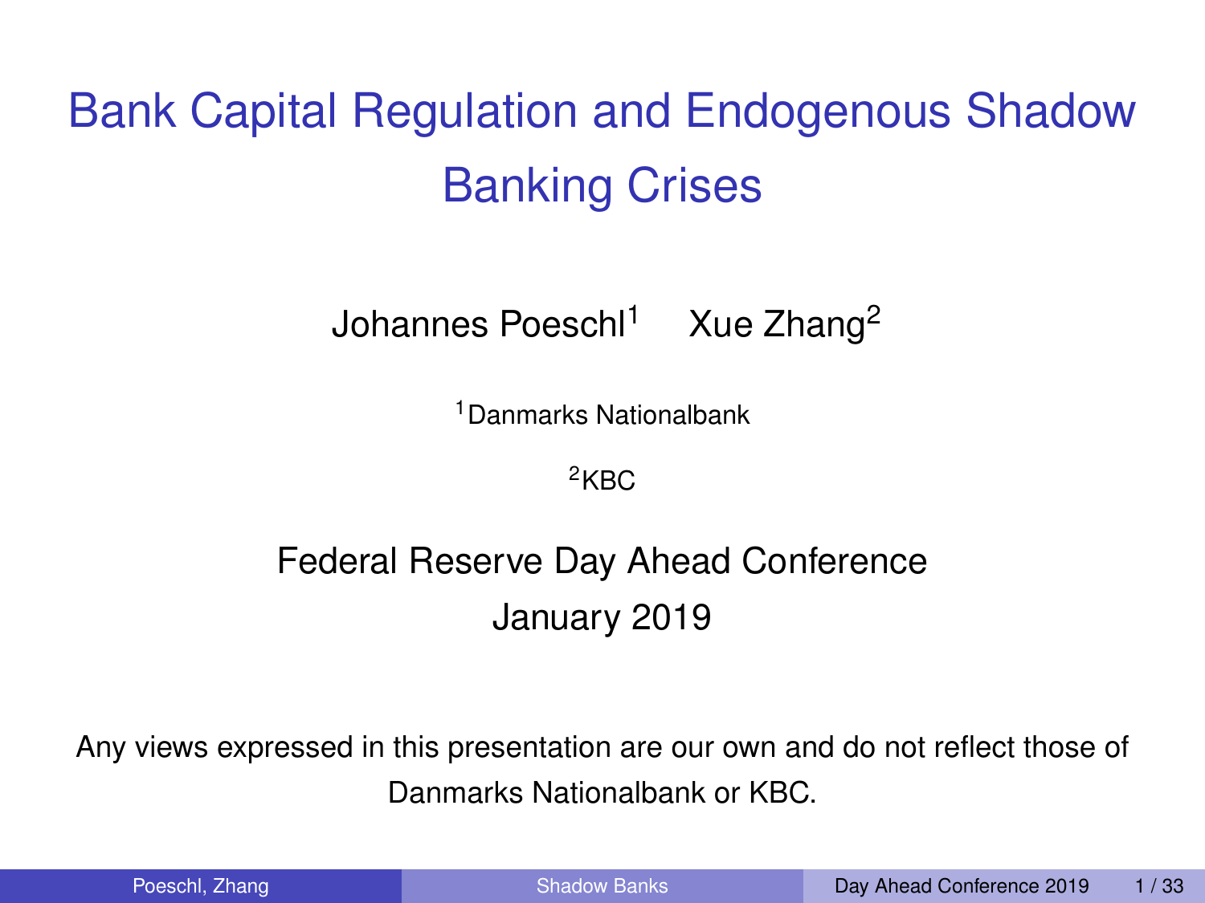# Bank Capital Regulation and Endogenous Shadow Banking Crises

Johannes Poeschl[1] Xue Zhang[2]

[1]Danmarks Nationalbank

[2]KBC

Federal Reserve Day Ahead Conference
January 2019

Any views expressed in this presentation are our own and do not reflect those of Danmarks Nationalbank or KBC.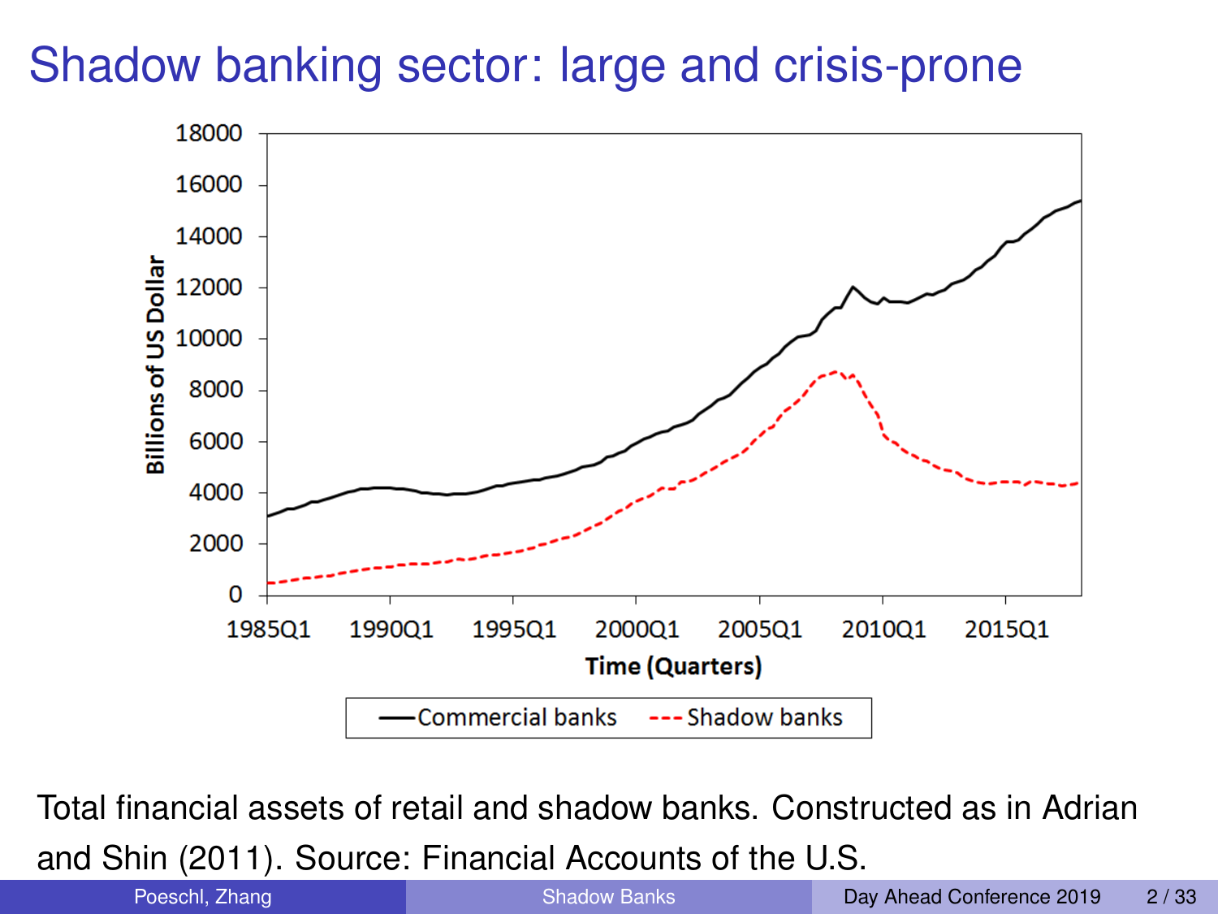# Shadow banking sector: large and crisis-prone

Total financial assets of retail and shadow banks. Constructed as in Adrian and Shin (2011). Source: Financial Accounts of the U.S.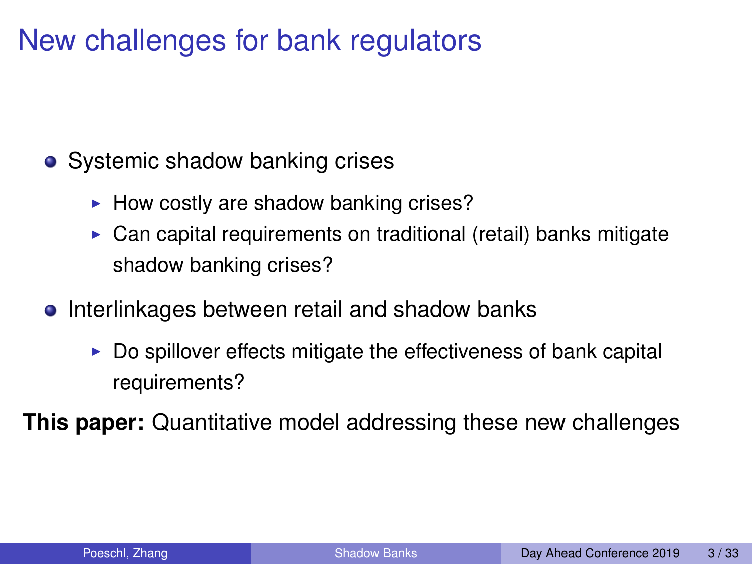# New challenges for bank regulators

- Systemic shadow banking crises
  - How costly are shadow banking crises?
  - Can capital requirements on traditional (retail) banks mitigate shadow banking crises?
- Interlinkages between retail and shadow banks
  - Do spillover effects mitigate the effectiveness of bank capital requirements?

**This paper:** Quantitative model addressing these new challenges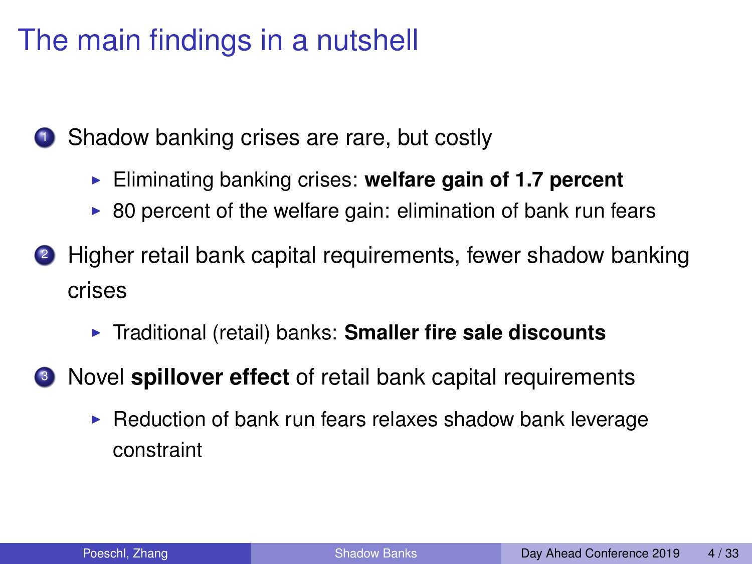# The main findings in a nutshell

1. Shadow banking crises are rare, but costly
   - Eliminating banking crises: **welfare gain of 1.7 percent**
   - 80 percent of the welfare gain: elimination of bank run fears
2. Higher retail bank capital requirements, fewer shadow banking crises
   - Traditional (retail) banks: **Smaller fire sale discounts**
3. Novel **spillover effect** of retail bank capital requirements
   - Reduction of bank run fears relaxes shadow bank leverage constraint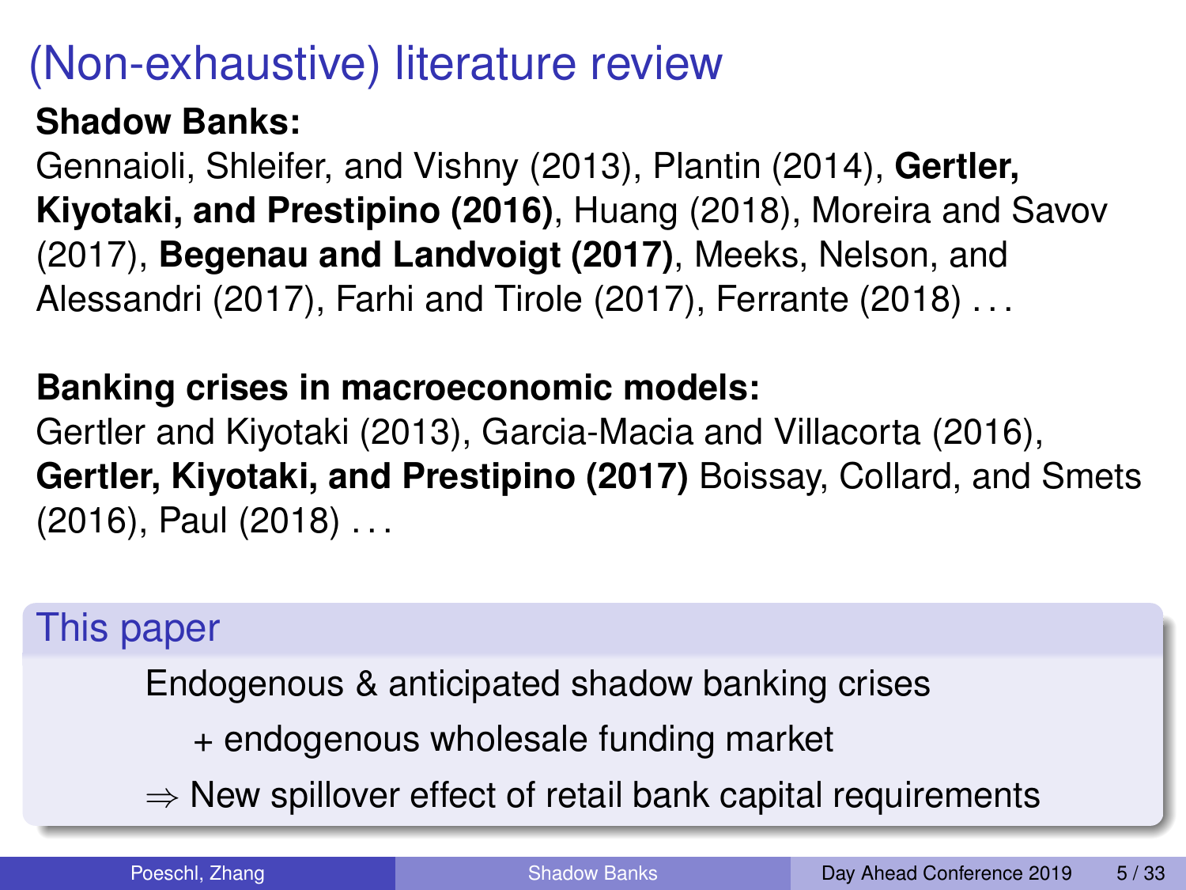# (Non-exhaustive) literature review

**Shadow Banks:**

Gennaioli, Shleifer, and Vishny (2013), Plantin (2014), **Gertler, Kiyotaki, and Prestipino (2016)**, Huang (2018), Moreira and Savov (2017), **Begenau and Landvoigt (2017)**, Meeks, Nelson, and Alessandri (2017), Farhi and Tirole (2017), Ferrante (2018) ...

**Banking crises in macroeconomic models:**

Gertler and Kiyotaki (2013), Garcia-Macia and Villacorta (2016), **Gertler, Kiyotaki, and Prestipino (2017)** Boissay, Collard, and Smets (2016), Paul (2018) ...

## This paper

Endogenous & anticipated shadow banking crises

+ endogenous wholesale funding market

$\Rightarrow$ New spillover effect of retail bank capital requirements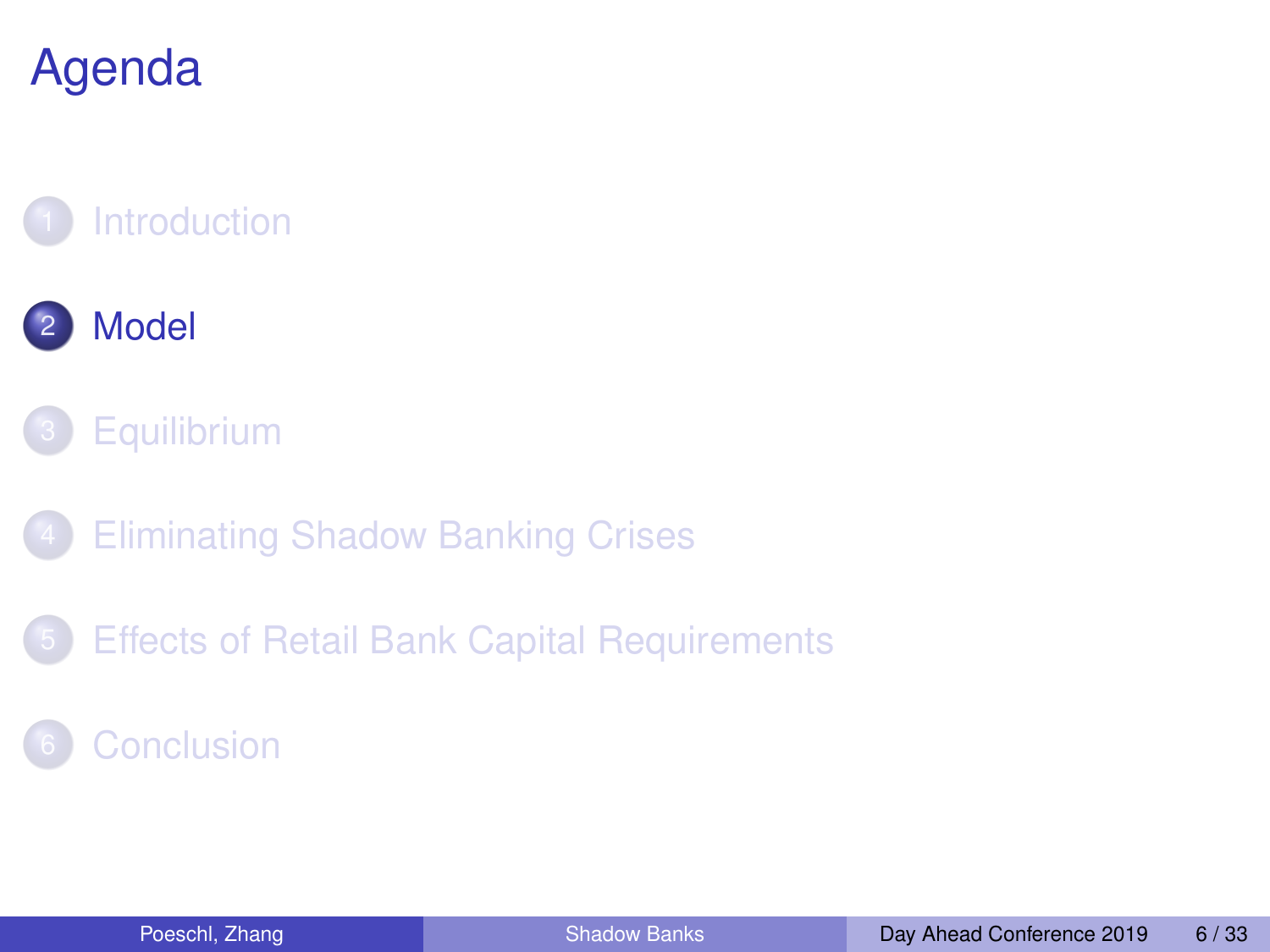# Agenda

1. Introduction
2. **Model**
3. Equilibrium
4. Eliminating Shadow Banking Crises
5. Effects of Retail Bank Capital Requirements
6. Conclusion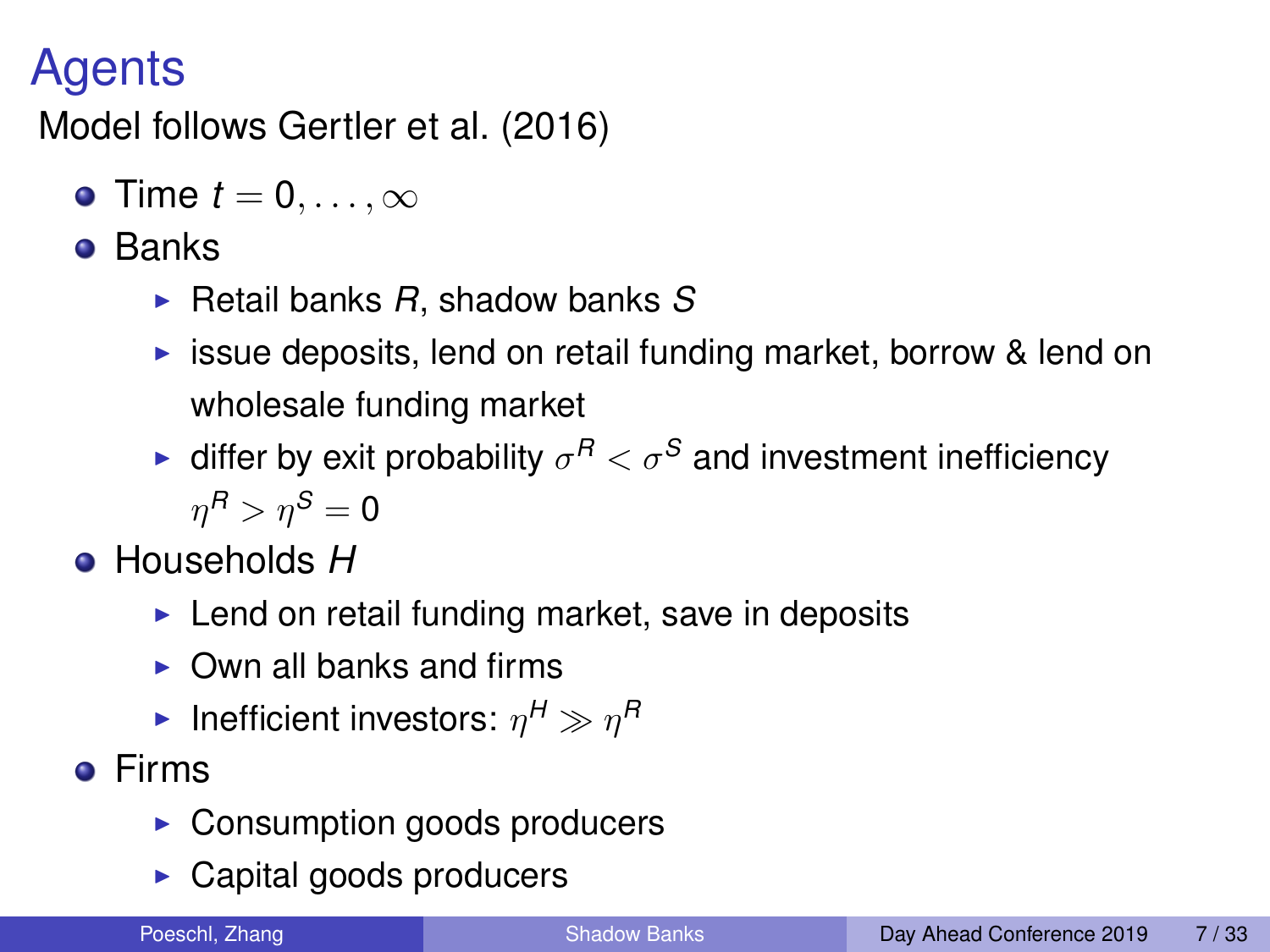# Agents

Model follows Gertler et al. (2016)

- Time $t = 0, \ldots, \infty$
- Banks
  - Retail banks $R$, shadow banks $S$
  - issue deposits, lend on retail funding market, borrow & lend on wholesale funding market
  - differ by exit probability $\sigma^R < \sigma^S$ and investment inefficiency $\eta^R > \eta^S = 0$
- Households $H$
  - Lend on retail funding market, save in deposits
  - Own all banks and firms
  - Inefficient investors: $\eta^H \gg \eta^R$
- Firms
  - Consumption goods producers
  - Capital goods producers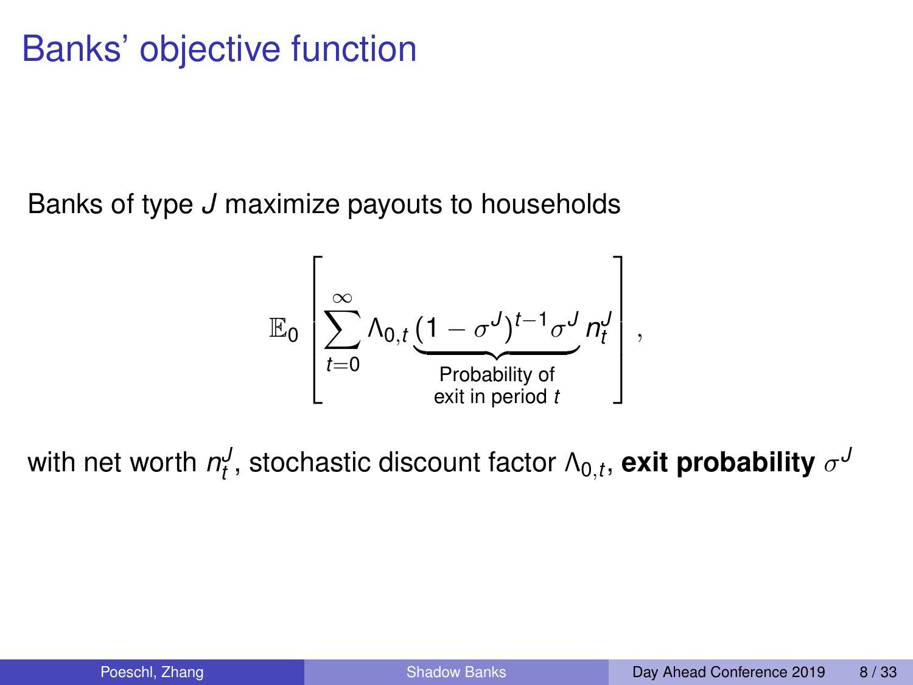# Banks' objective function

Banks of type $J$ maximize payouts to households

$$\mathbb{E}_0 \left[ \sum_{t=0}^{\infty} \Lambda_{0,t} \underbrace{(1-\sigma^J)^{t-1}\sigma^J}_{\substack{\text{Probability of} \\ \text{exit in period } t}} n_t^J \right],$$

with net worth $n_t^J$, stochastic discount factor $\Lambda_{0,t}$, **exit probability** $\sigma^J$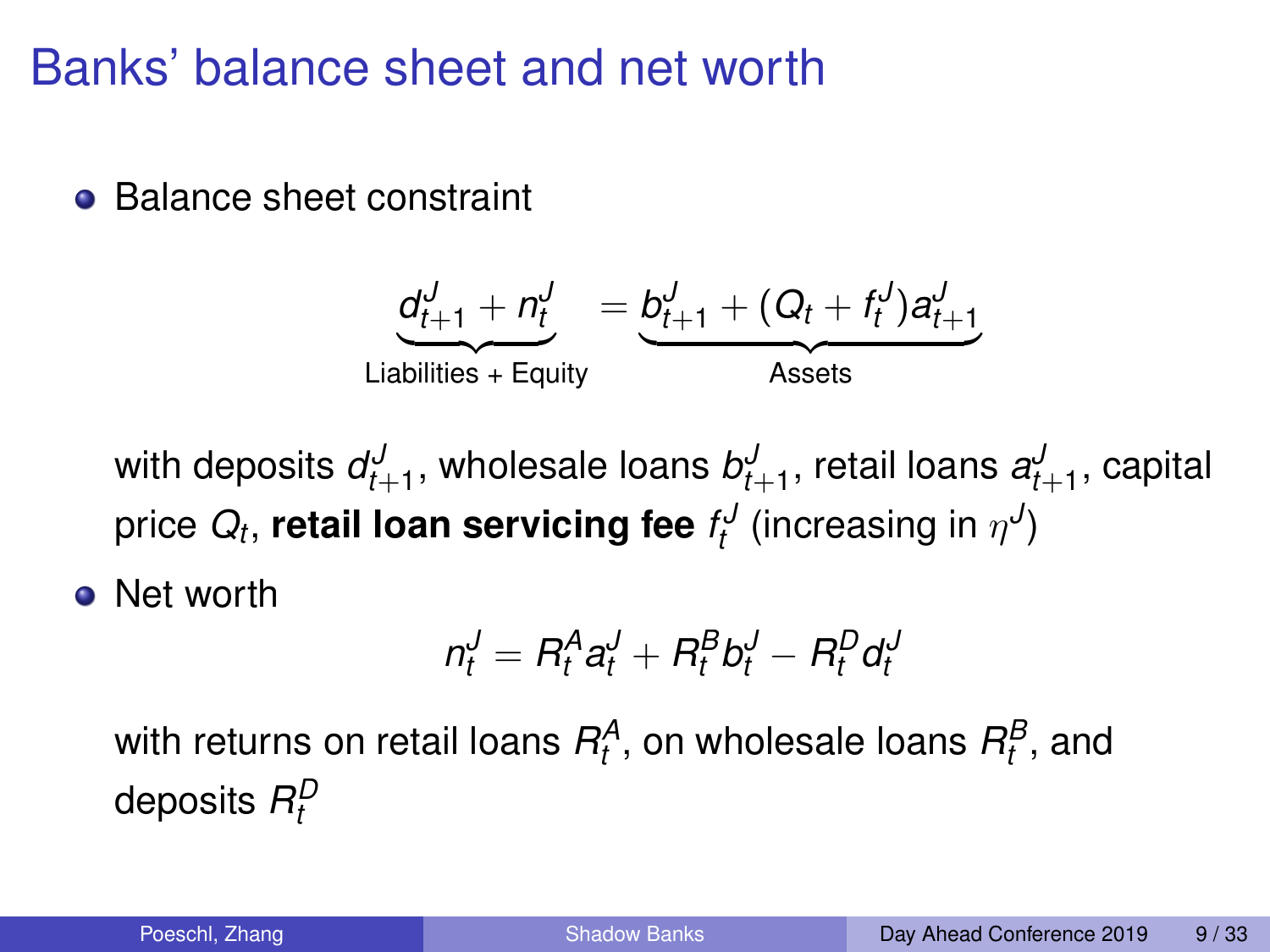# Banks' balance sheet and net worth

- Balance sheet constraint

$$\underbrace{d_{t+1}^J + n_t^J}_{\text{Liabilities + Equity}} = \underbrace{b_{t+1}^J + (Q_t + f_t^J)a_{t+1}^J}_{\text{Assets}}$$

  with deposits $d_{t+1}^J$, wholesale loans $b_{t+1}^J$, retail loans $a_{t+1}^J$, capital price $Q_t$, **retail loan servicing fee** $f_t^J$ (increasing in $\eta^J$)

- Net worth

$$n_t^J = R_t^A a_t^J + R_t^B b_t^J - R_t^D d_t^J$$

  with returns on retail loans $R_t^A$, on wholesale loans $R_t^B$, and deposits $R_t^D$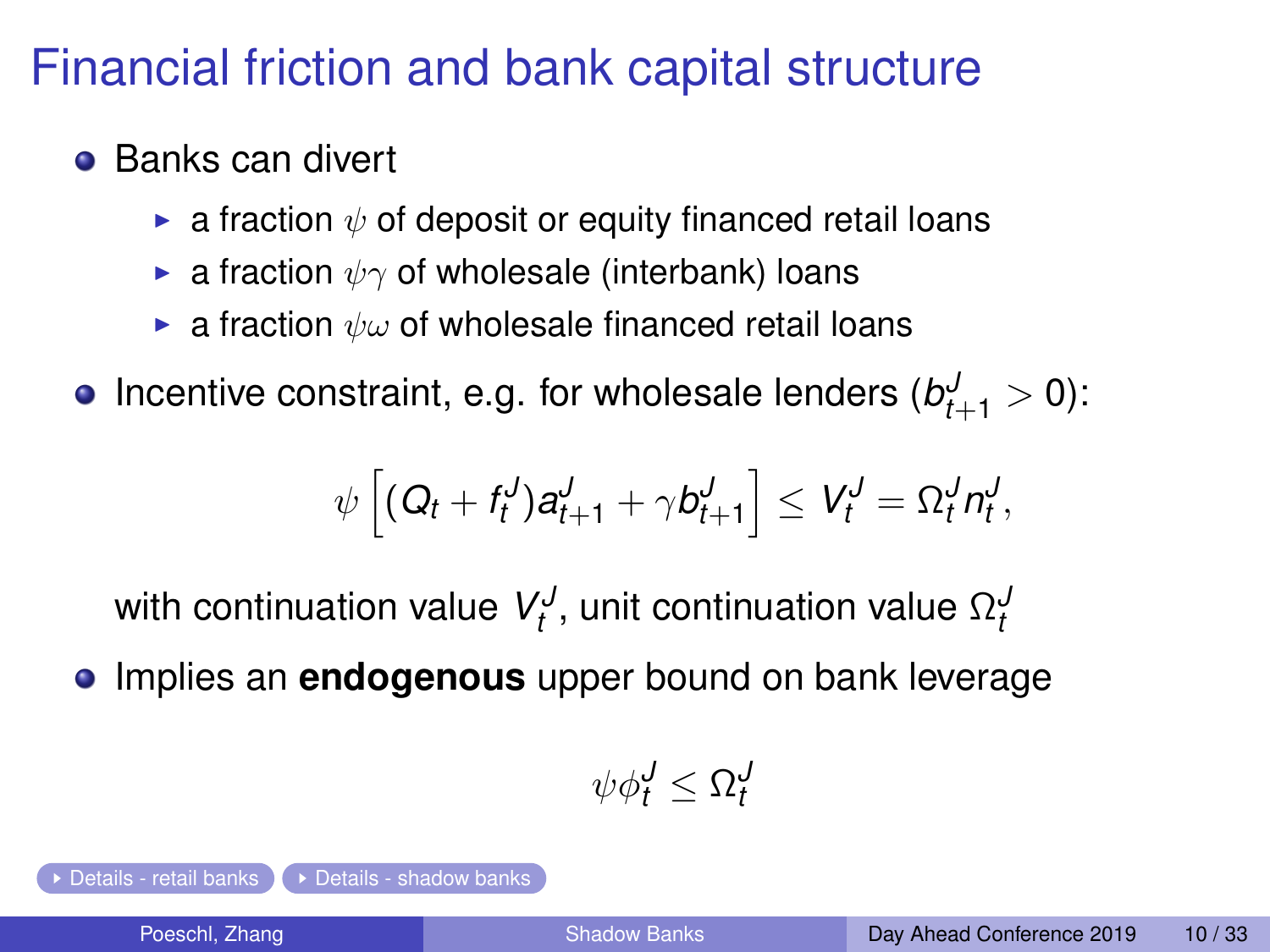# Financial friction and bank capital structure

- Banks can divert
  - a fraction $\psi$ of deposit or equity financed retail loans
  - a fraction $\psi\gamma$ of wholesale (interbank) loans
  - a fraction $\psi\omega$ of wholesale financed retail loans
- Incentive constraint, e.g. for wholesale lenders ($b^J_{t+1} > 0$):

$$\psi \left[ (Q_t + f^J_t) a^J_{t+1} + \gamma b^J_{t+1} \right] \leq V^J_t = \Omega^J_t n^J_t,$$

  with continuation value $V^J_t$, unit continuation value $\Omega^J_t$

- Implies an **endogenous** upper bound on bank leverage

$$\psi \phi^J_t \leq \Omega^J_t$$

Details - retail banks | Details - shadow banks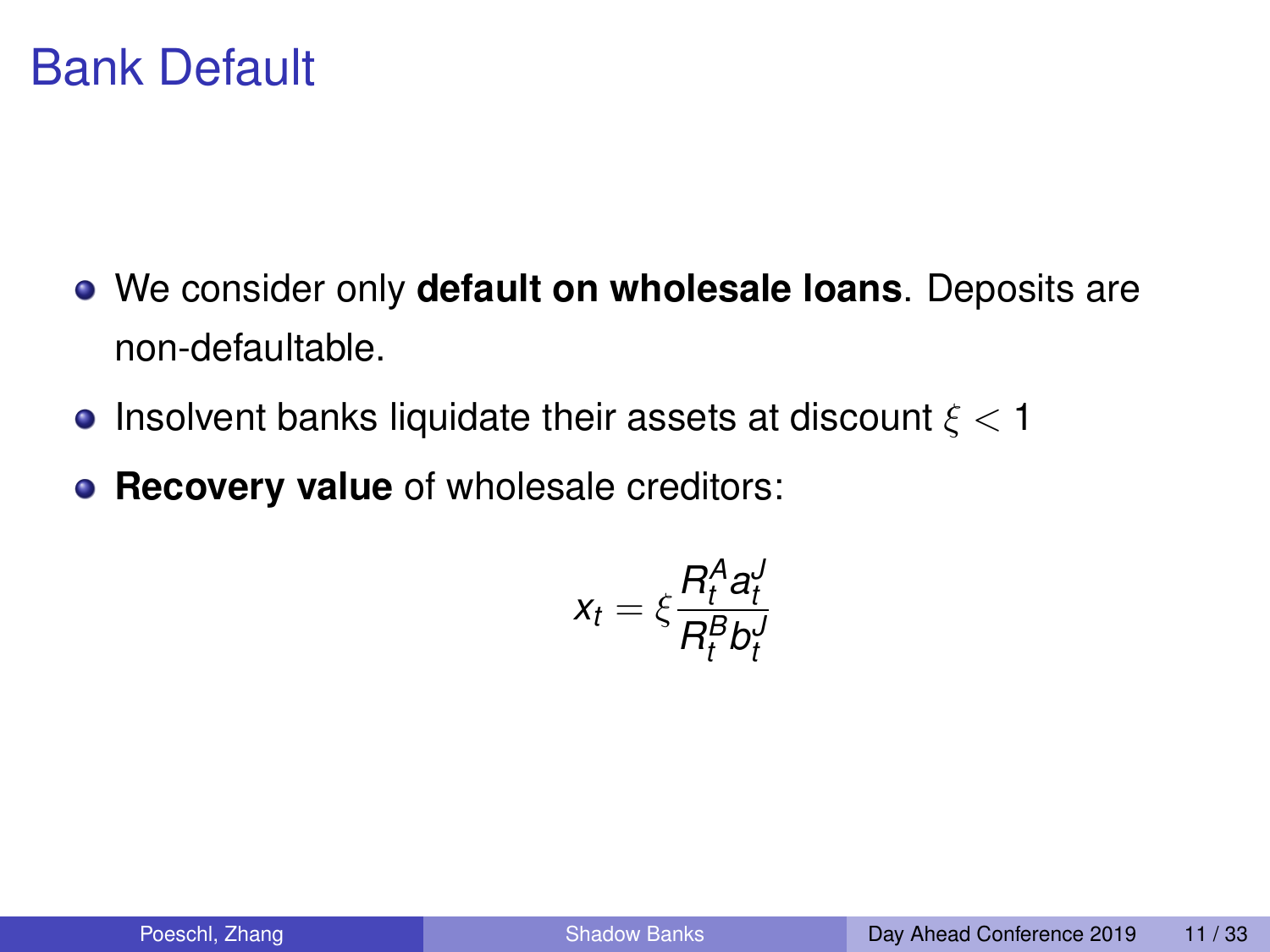# Bank Default

- We consider only **default on wholesale loans**. Deposits are non-defaultable.
- Insolvent banks liquidate their assets at discount $\xi < 1$
- **Recovery value** of wholesale creditors:

$$x_t = \xi \frac{R_t^A a_t^J}{R_t^B b_t^J}$$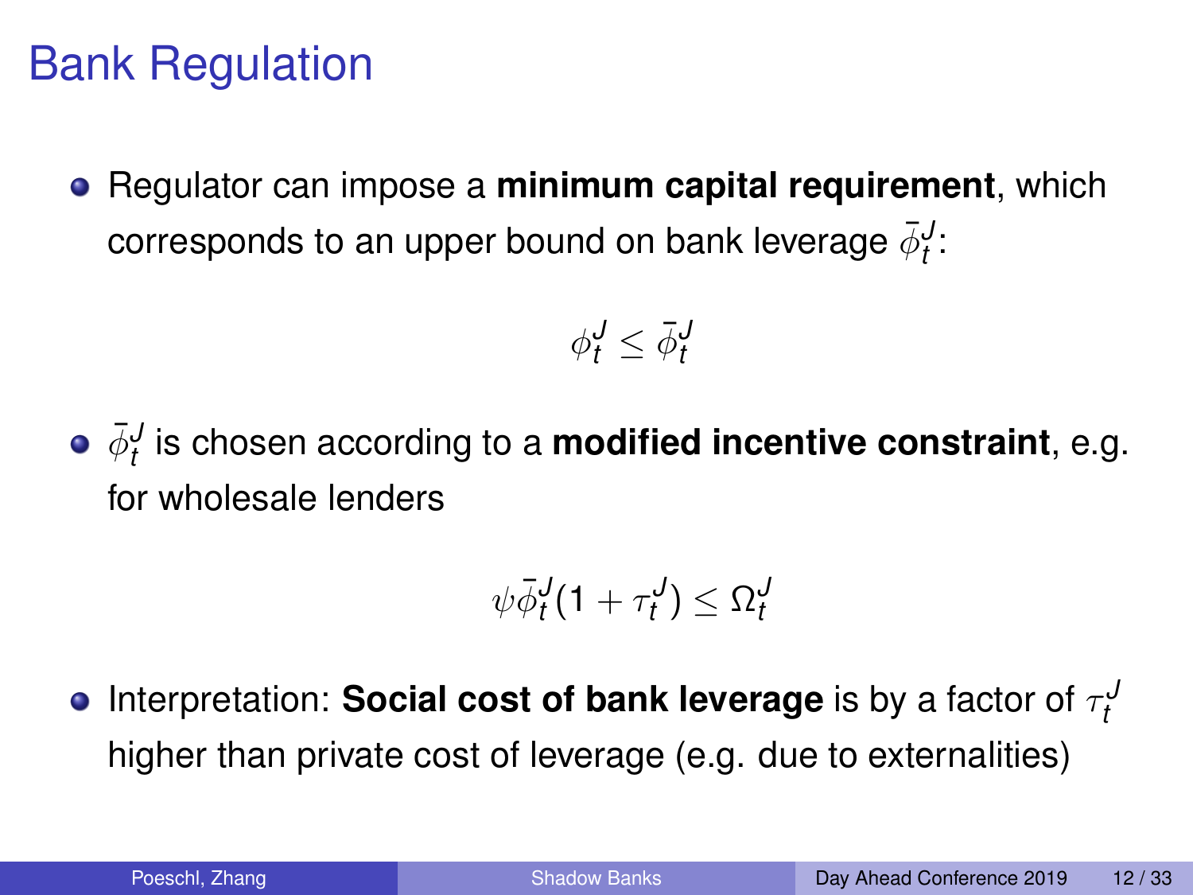# Bank Regulation

- Regulator can impose a **minimum capital requirement**, which corresponds to an upper bound on bank leverage $\bar{\phi}_t^J$:

$$\phi_t^J \leq \bar{\phi}_t^J$$

- $\bar{\phi}_t^J$ is chosen according to a **modified incentive constraint**, e.g. for wholesale lenders

$$\psi \bar{\phi}_t^J (1 + \tau_t^J) \leq \Omega_t^J$$

- Interpretation: **Social cost of bank leverage** is by a factor of $\tau_t^J$ higher than private cost of leverage (e.g. due to externalities)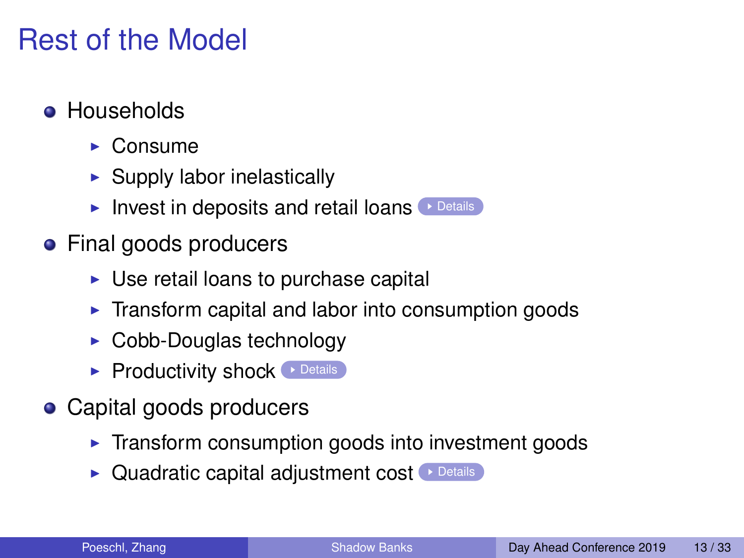# Rest of the Model

- Households
  - Consume
  - Supply labor inelastically
  - Invest in deposits and retail loans Details
- Final goods producers
  - Use retail loans to purchase capital
  - Transform capital and labor into consumption goods
  - Cobb-Douglas technology
  - Productivity shock Details
- Capital goods producers
  - Transform consumption goods into investment goods
  - Quadratic capital adjustment cost Details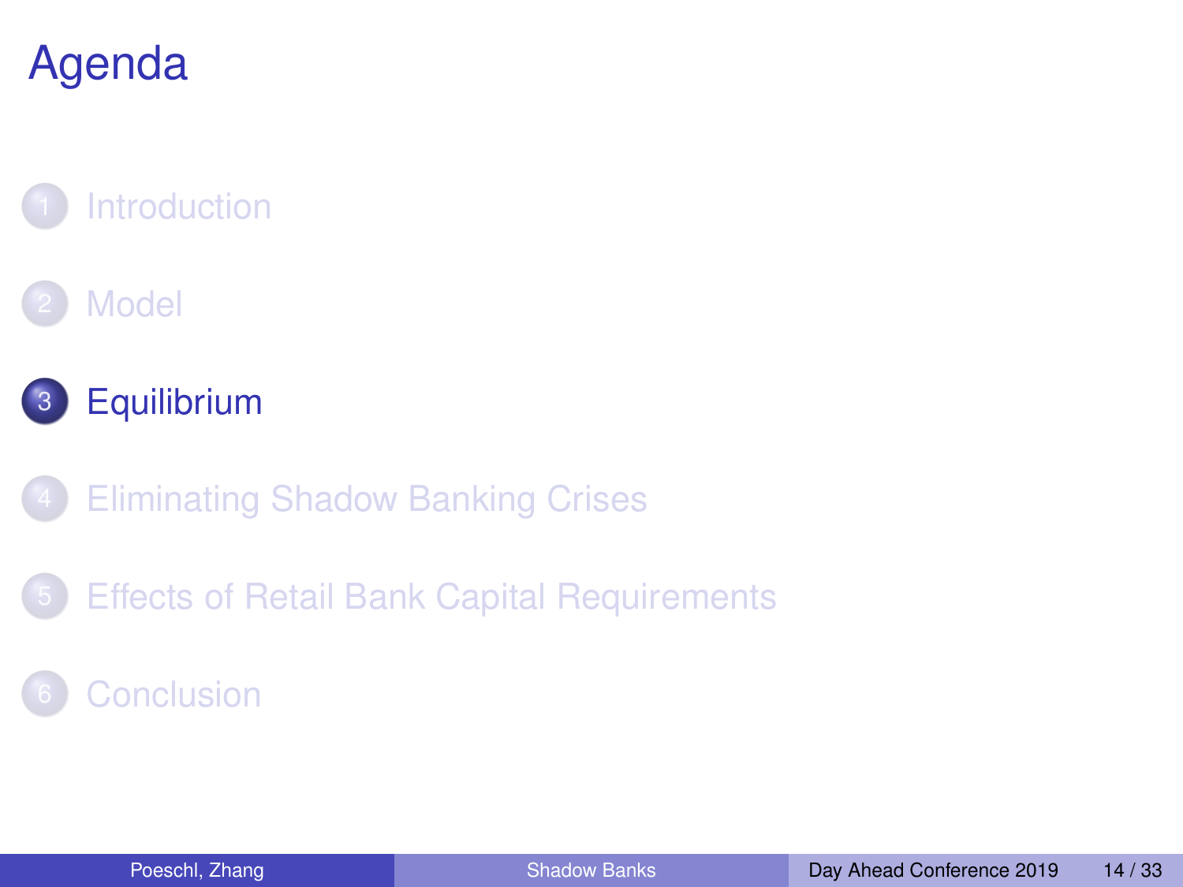# Agenda

1. Introduction
2. Model
3. **Equilibrium**
4. Eliminating Shadow Banking Crises
5. Effects of Retail Bank Capital Requirements
6. Conclusion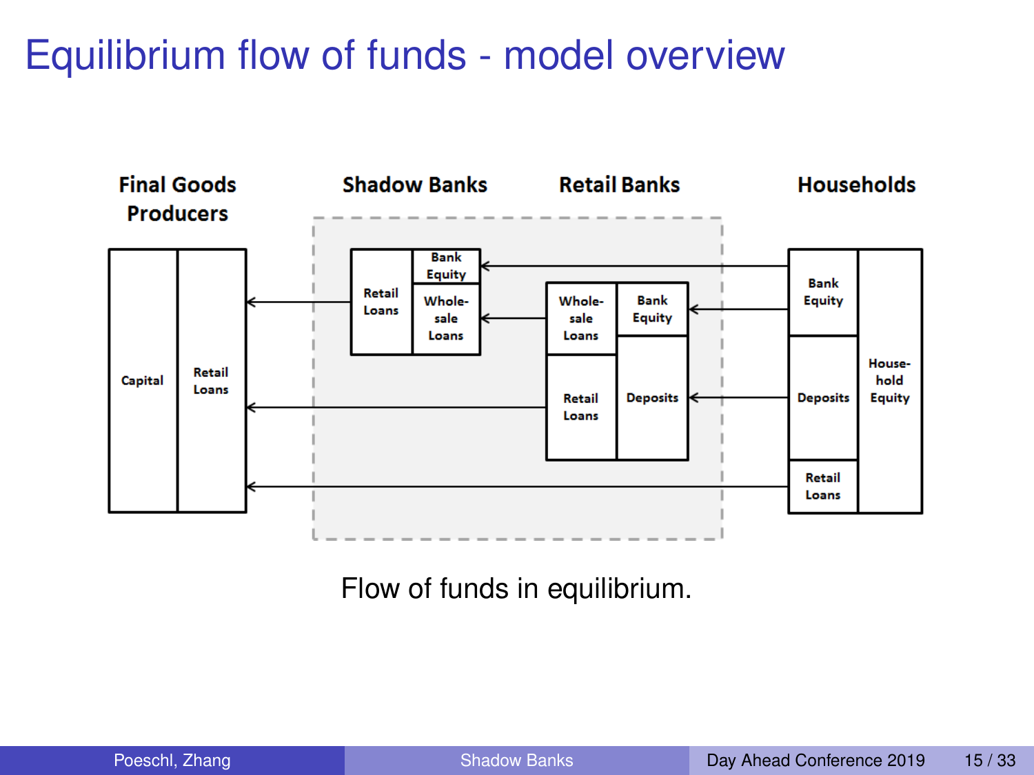# Equilibrium flow of funds - model overview

Final Goods Producers | Shadow Banks | Retail Banks | Households

Capital | Retail Loans

Retail Loans | Bank Equity | Whole-sale Loans

Whole-sale Loans | Bank Equity | Retail Loans | Deposits

Bank Equity | Deposits | Retail Loans | House-hold Equity

Flow of funds in equilibrium.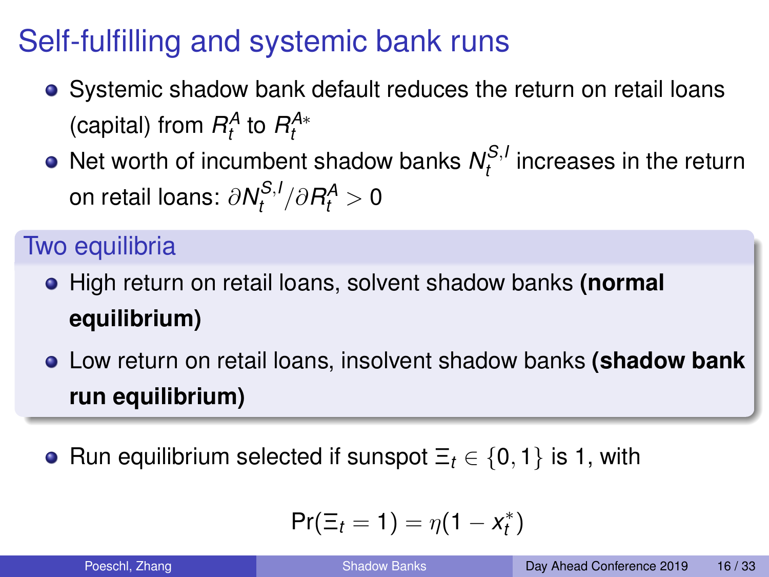# Self-fulfilling and systemic bank runs

- Systemic shadow bank default reduces the return on retail loans (capital) from $R_t^A$ to $R_t^{A*}$
- Net worth of incumbent shadow banks $N_t^{S,I}$ increases in the return on retail loans: $\partial N_t^{S,I}/\partial R_t^A > 0$

### Two equilibria

- High return on retail loans, solvent shadow banks **(normal equilibrium)**
- Low return on retail loans, insolvent shadow banks **(shadow bank run equilibrium)**

- Run equilibrium selected if sunspot $\Xi_t \in \{0, 1\}$ is 1, with

$$\Pr(\Xi_t = 1) = \eta(1 - x_t^*)$$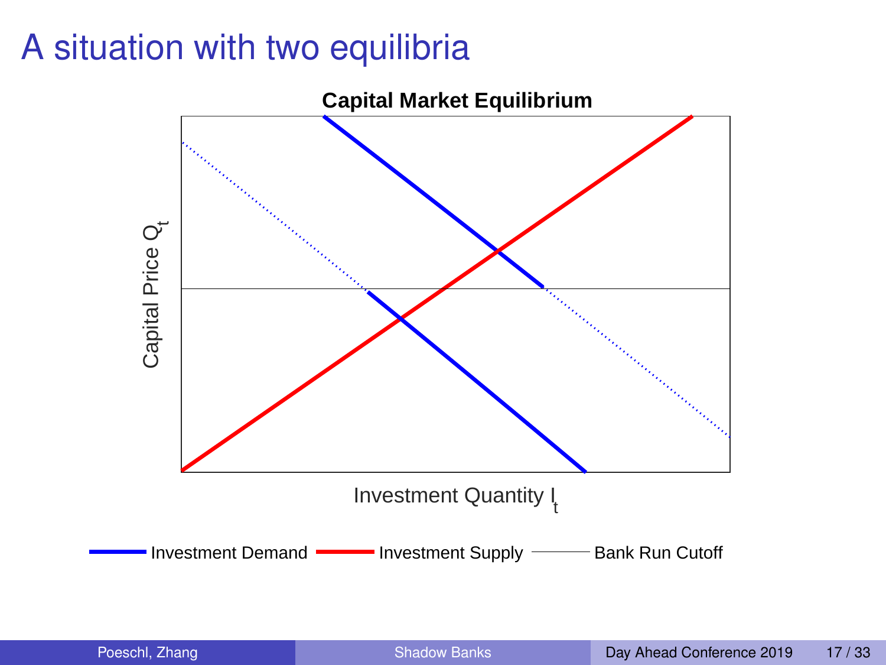# A situation with two equilibria

**Capital Market Equilibrium**

Capital Price $Q_t$

Investment Quantity $I_t$

Investment Demand — Investment Supply — Bank Run Cutoff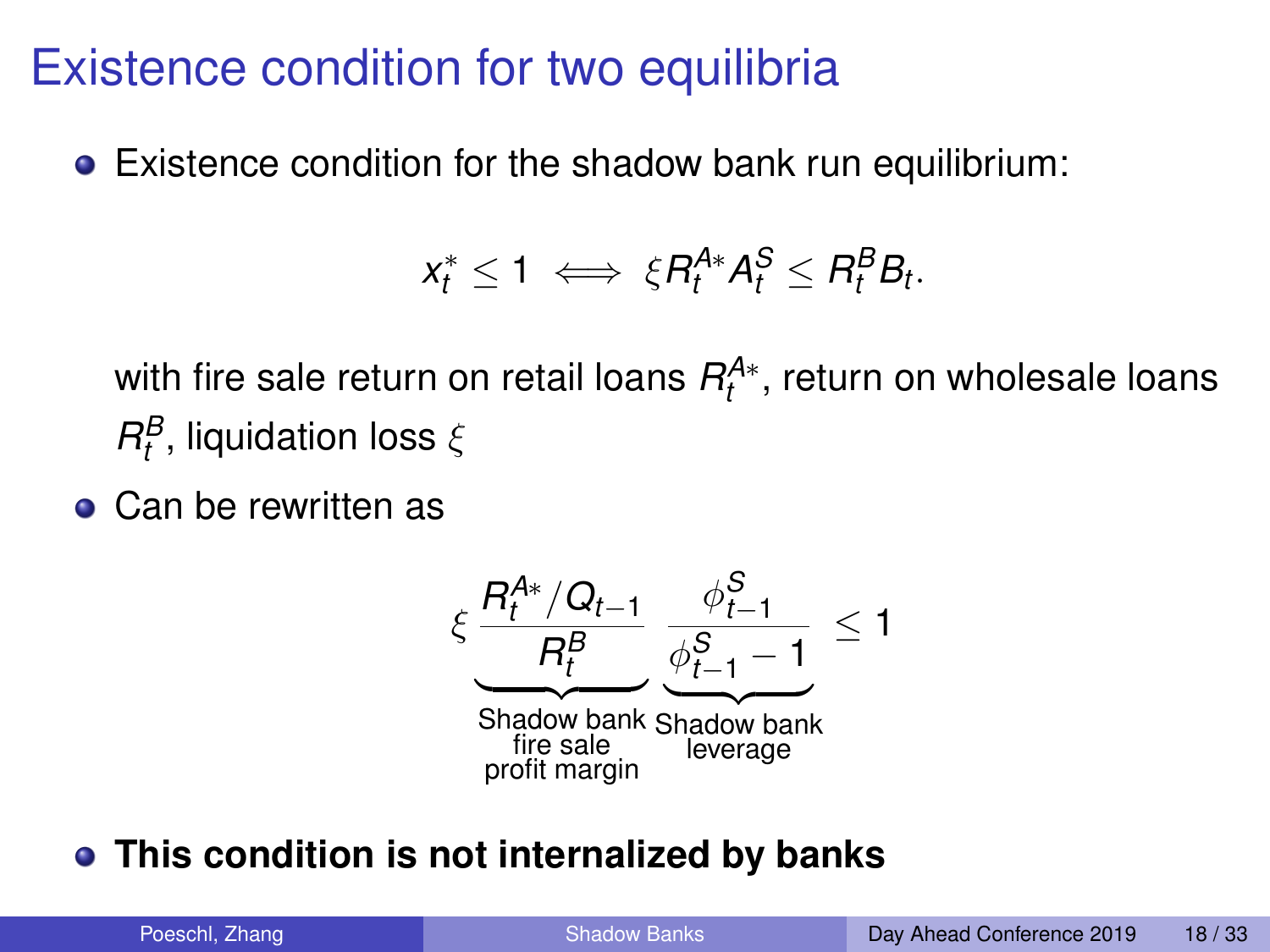# Existence condition for two equilibria

- Existence condition for the shadow bank run equilibrium:

$$x_t^* \leq 1 \iff \xi R_t^{A*} A_t^S \leq R_t^B B_t.$$

  with fire sale return on retail loans $R_t^{A*}$, return on wholesale loans $R_t^B$, liquidation loss $\xi$

- Can be rewritten as

$$\xi \underbrace{\frac{R_t^{A*}/Q_{t-1}}{R_t^B}}_{\substack{\text{Shadow bank} \\ \text{fire sale} \\ \text{profit margin}}} \underbrace{\frac{\phi_{t-1}^S}{\phi_{t-1}^S - 1}}_{\substack{\text{Shadow bank} \\ \text{leverage}}} \leq 1$$

- **This condition is not internalized by banks**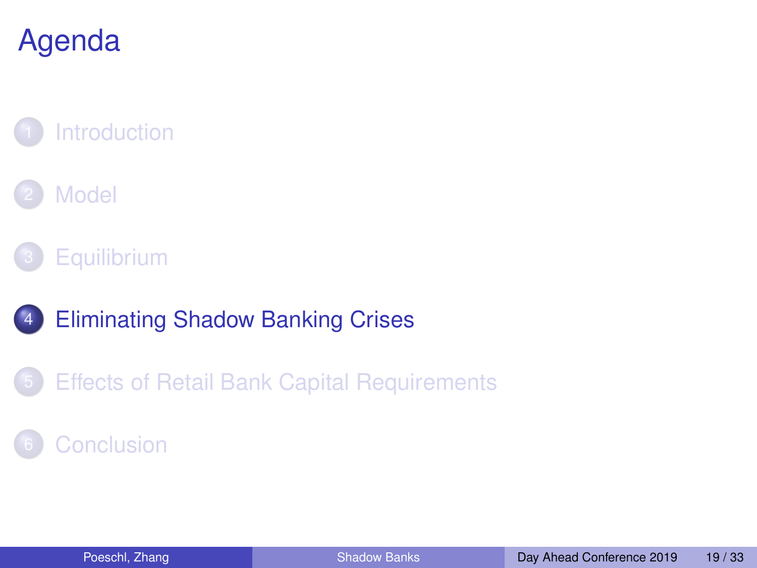# Agenda

1. Introduction
2. Model
3. Equilibrium
4. **Eliminating Shadow Banking Crises**
5. Effects of Retail Bank Capital Requirements
6. Conclusion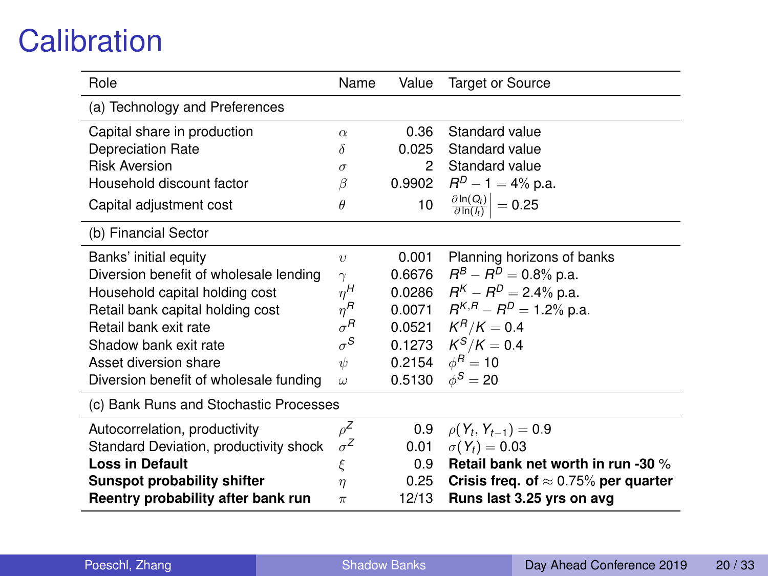# Calibration

| Role | Name | Value | Target or Source |
|---|---|---|---|
| (a) Technology and Preferences | | | |
| Capital share in production | $\alpha$ | 0.36 | Standard value |
| Depreciation Rate | $\delta$ | 0.025 | Standard value |
| Risk Aversion | $\sigma$ | 2 | Standard value |
| Household discount factor | $\beta$ | 0.9902 | $R^D - 1 = 4\%$ p.a. |
| Capital adjustment cost | $\theta$ | 10 | $\left.\frac{\partial \ln(Q_t)}{\partial \ln(I_t)}\right\rvert = 0.25$ |
| (b) Financial Sector | | | |
| Banks' initial equity | $\upsilon$ | 0.001 | Planning horizons of banks |
| Diversion benefit of wholesale lending | $\gamma$ | 0.6676 | $R^B - R^D = 0.8\%$ p.a. |
| Household capital holding cost | $\eta^H$ | 0.0286 | $R^K - R^D = 2.4\%$ p.a. |
| Retail bank capital holding cost | $\eta^R$ | 0.0071 | $R^{K,R} - R^D = 1.2\%$ p.a. |
| Retail bank exit rate | $\sigma^R$ | 0.0521 | $K^R/K = 0.4$ |
| Shadow bank exit rate | $\sigma^S$ | 0.1273 | $K^S/K = 0.4$ |
| Asset diversion share | $\psi$ | 0.2154 | $\phi^R = 10$ |
| Diversion benefit of wholesale funding | $\omega$ | 0.5130 | $\phi^S = 20$ |
| (c) Bank Runs and Stochastic Processes | | | |
| Autocorrelation, productivity | $\rho^Z$ | 0.9 | $\rho(Y_t, Y_{t-1}) = 0.9$ |
| Standard Deviation, productivity shock | $\sigma^Z$ | 0.01 | $\sigma(Y_t) = 0.03$ |
| **Loss in Default** | $\xi$ | 0.9 | **Retail bank net worth in run -30 %** |
| **Sunspot probability shifter** | $\eta$ | 0.25 | **Crisis freq. of $\approx 0.75\%$ per quarter** |
| **Reentry probability after bank run** | $\pi$ | 12/13 | **Runs last 3.25 yrs on avg** |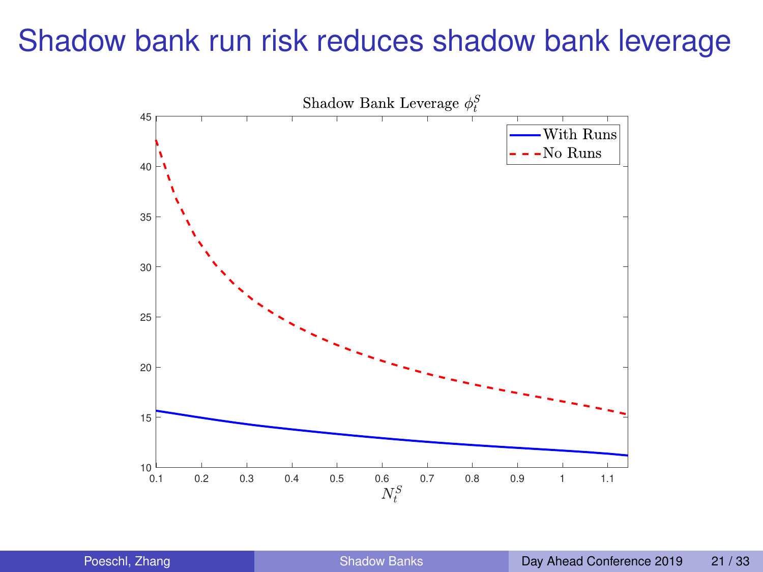# Shadow bank run risk reduces shadow bank leverage

Shadow Bank Leverage $\phi_t^S$

- With Runs
- No Runs

$N_t^S$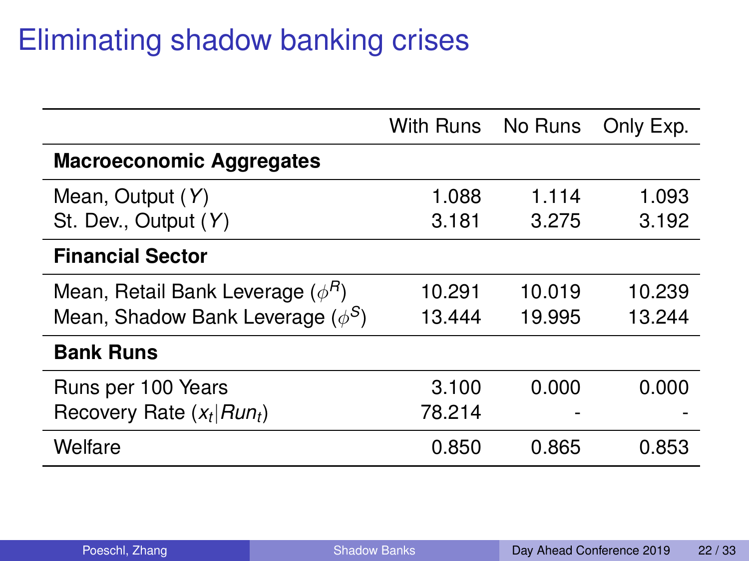# Eliminating shadow banking crises

| | With Runs | No Runs | Only Exp. |
|---|---|---|---|
| **Macroeconomic Aggregates** | | | |
| Mean, Output ($Y$) | 1.088 | 1.114 | 1.093 |
| St. Dev., Output ($Y$) | 3.181 | 3.275 | 3.192 |
| **Financial Sector** | | | |
| Mean, Retail Bank Leverage ($\phi^R$) | 10.291 | 10.019 | 10.239 |
| Mean, Shadow Bank Leverage ($\phi^S$) | 13.444 | 19.995 | 13.244 |
| **Bank Runs** | | | |
| Runs per 100 Years | 3.100 | 0.000 | 0.000 |
| Recovery Rate ($x_t \| Run_t$) | 78.214 | - | - |
| Welfare | 0.850 | 0.865 | 0.853 |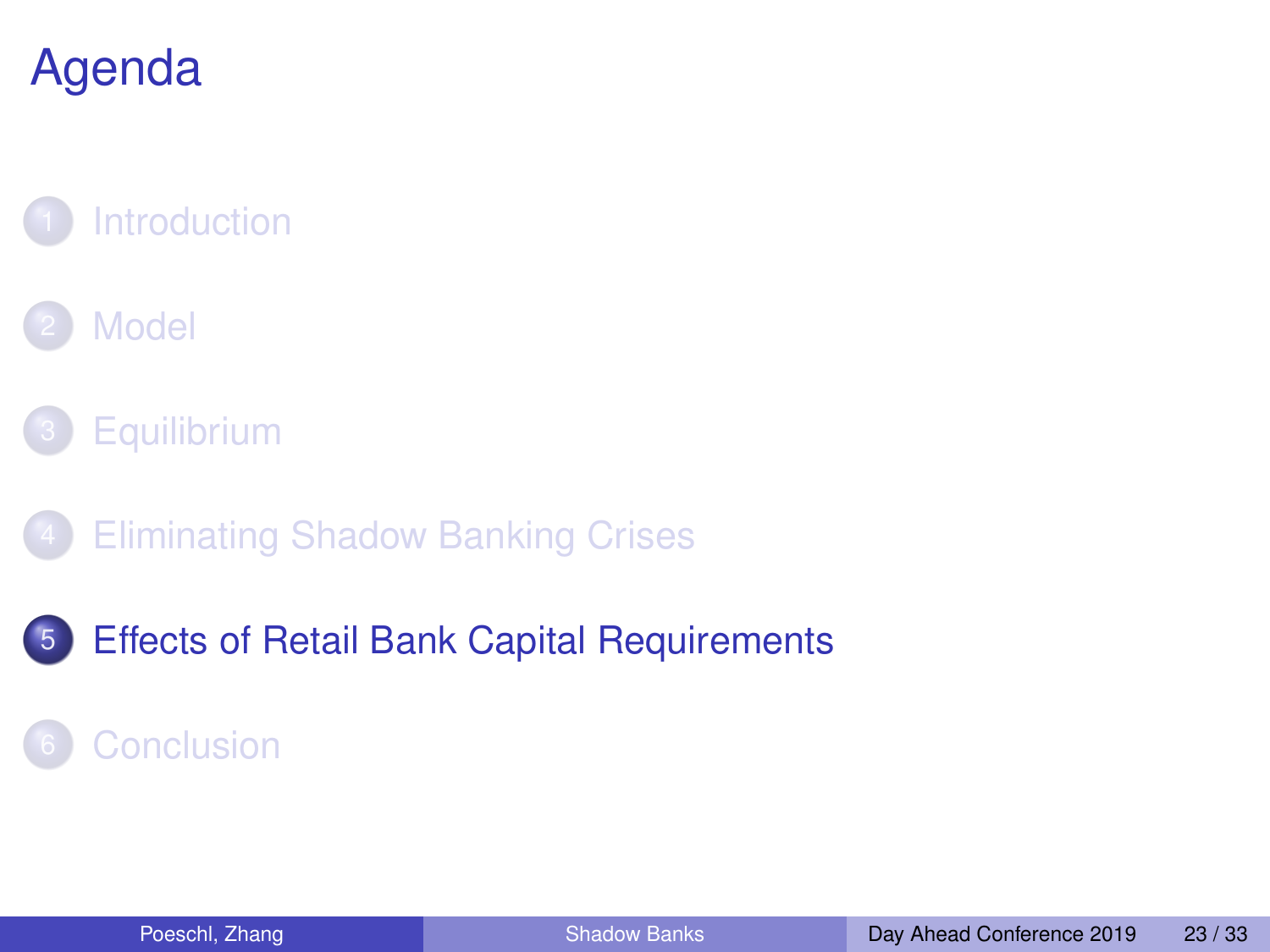# Agenda

1. Introduction
2. Model
3. Equilibrium
4. Eliminating Shadow Banking Crises
5. Effects of Retail Bank Capital Requirements
6. Conclusion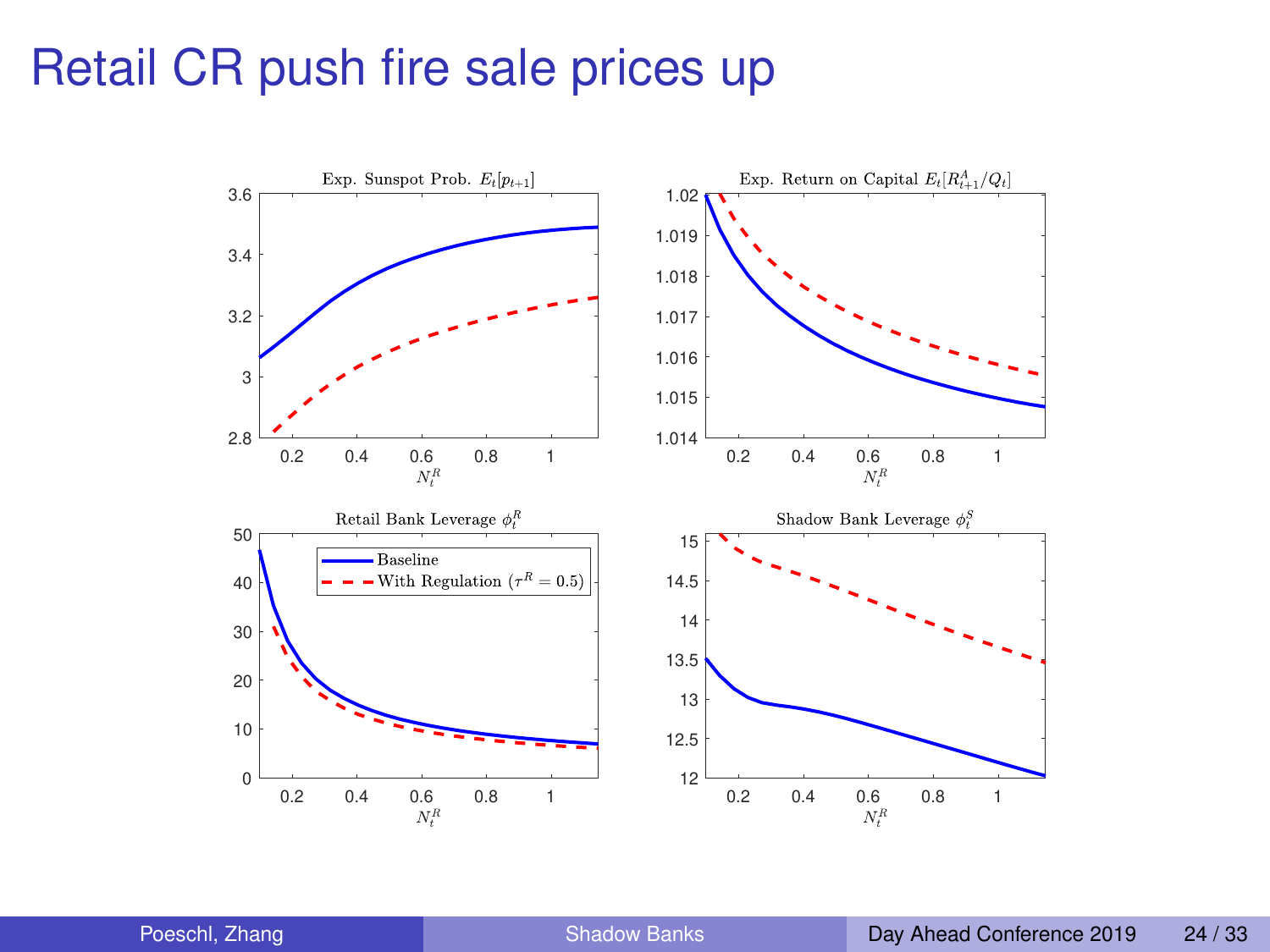# Retail CR push fire sale prices up

Exp. Sunspot Prob. $E_t[p_{t+1}]$

Exp. Return on Capital $E_t[R^A_{t+1}/Q_t]$

Retail Bank Leverage $\phi^R_t$

Shadow Bank Leverage $\phi^S_t$

Baseline

With Regulation ($\tau^R = 0.5$)

$N^R_t$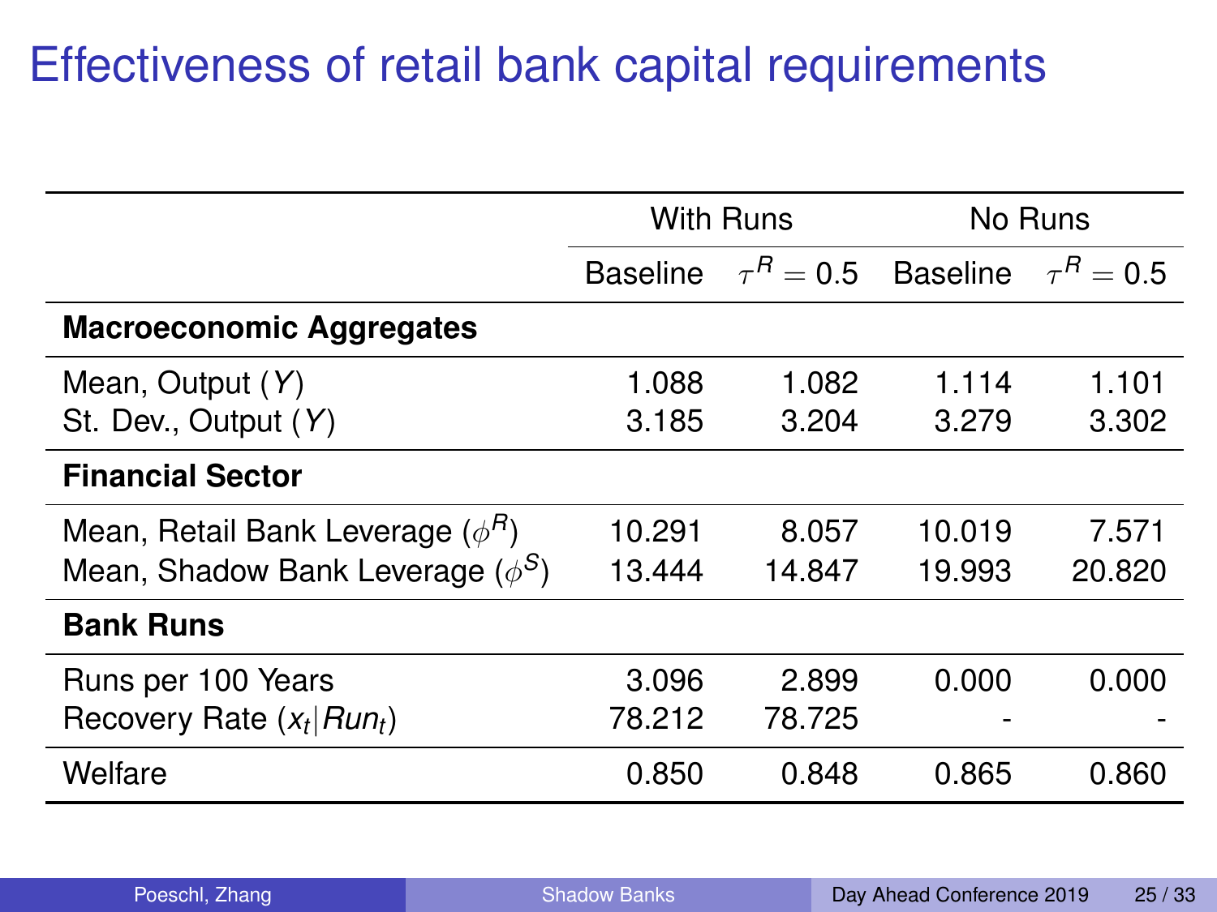# Effectiveness of retail bank capital requirements

| | With Runs | | No Runs | |
|---|---|---|---|---|
| | Baseline | $\tau^R = 0.5$ | Baseline | $\tau^R = 0.5$ |
| **Macroeconomic Aggregates** | | | | |
| Mean, Output ($Y$) | 1.088 | 1.082 | 1.114 | 1.101 |
| St. Dev., Output ($Y$) | 3.185 | 3.204 | 3.279 | 3.302 |
| **Financial Sector** | | | | |
| Mean, Retail Bank Leverage ($\phi^R$) | 10.291 | 8.057 | 10.019 | 7.571 |
| Mean, Shadow Bank Leverage ($\phi^S$) | 13.444 | 14.847 | 19.993 | 20.820 |
| **Bank Runs** | | | | |
| Runs per 100 Years | 3.096 | 2.899 | 0.000 | 0.000 |
| Recovery Rate ($x_t \| Run_t$) | 78.212 | 78.725 | - | - |
| Welfare | 0.850 | 0.848 | 0.865 | 0.860 |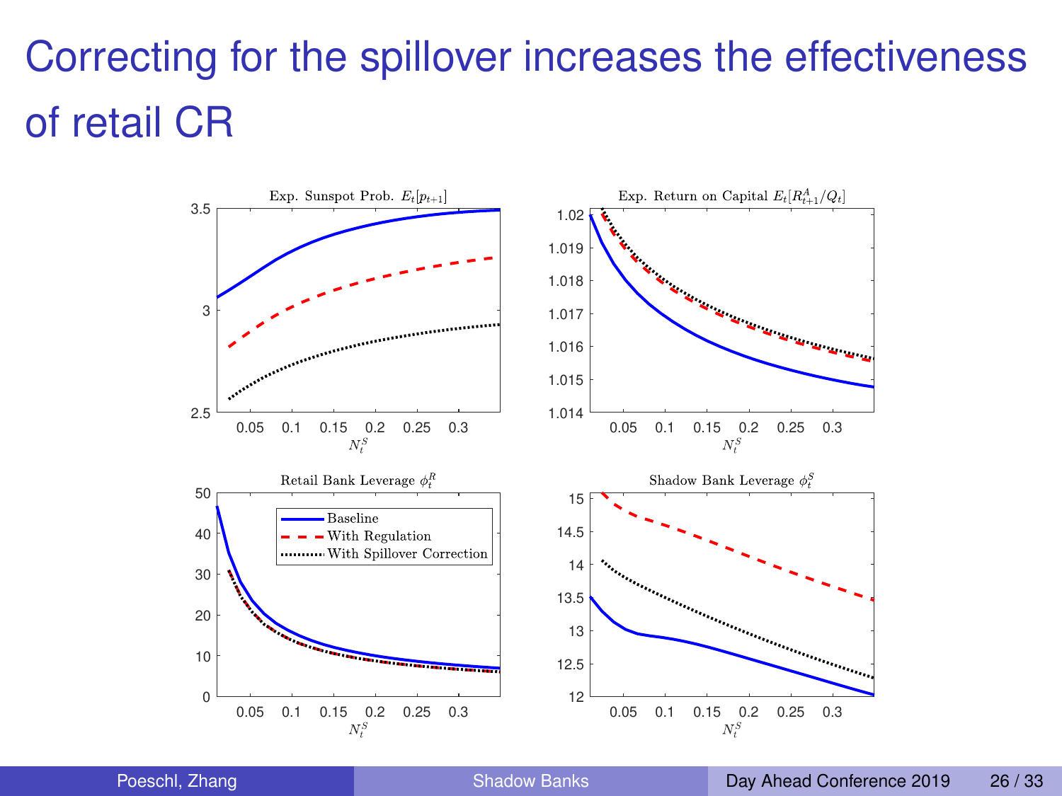# Correcting for the spillover increases the effectiveness of retail CR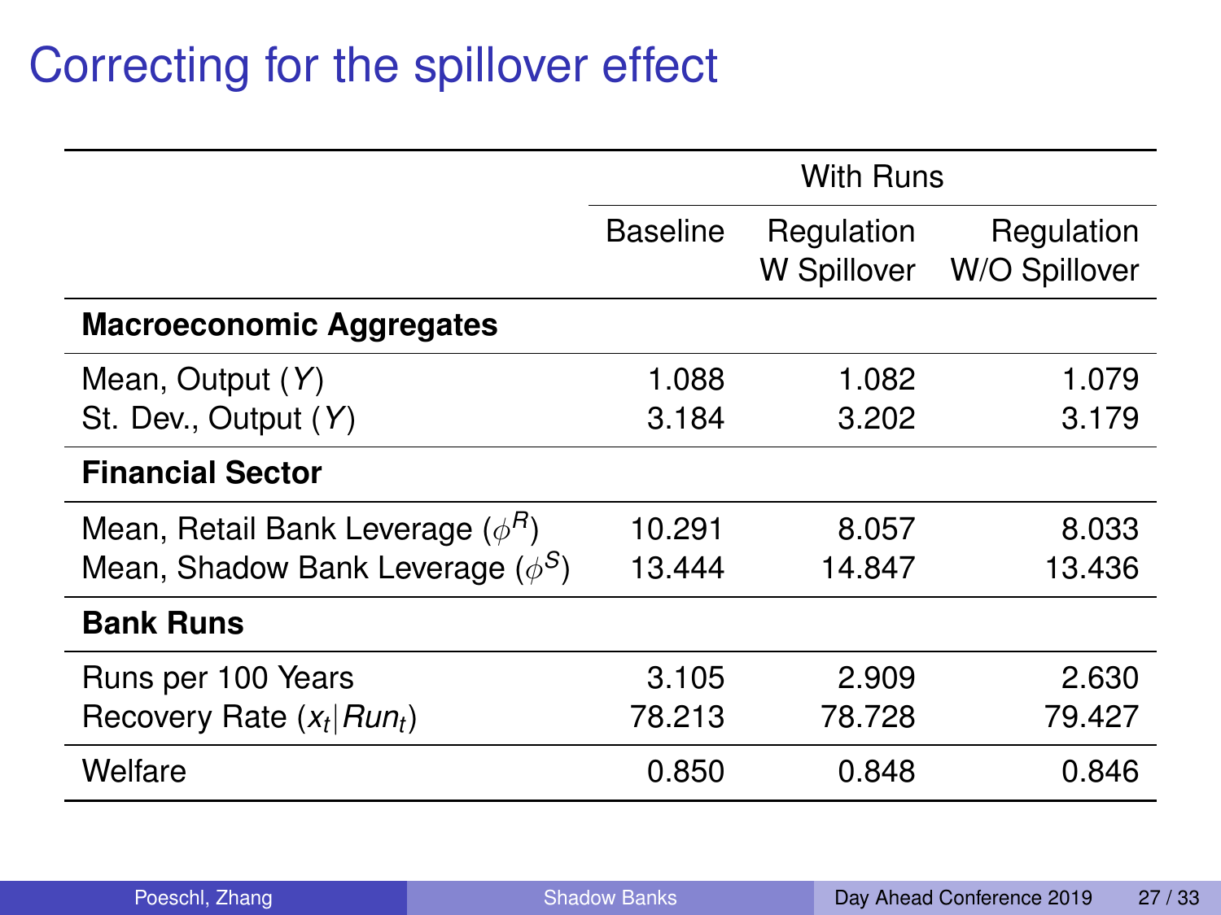# Correcting for the spillover effect

| | With Runs | | |
|---|---|---|---|
| | Baseline | Regulation W Spillover | Regulation W/O Spillover |
| **Macroeconomic Aggregates** | | | |
| Mean, Output ($Y$) | 1.088 | 1.082 | 1.079 |
| St. Dev., Output ($Y$) | 3.184 | 3.202 | 3.179 |
| **Financial Sector** | | | |
| Mean, Retail Bank Leverage ($\phi^R$) | 10.291 | 8.057 | 8.033 |
| Mean, Shadow Bank Leverage ($\phi^S$) | 13.444 | 14.847 | 13.436 |
| **Bank Runs** | | | |
| Runs per 100 Years | 3.105 | 2.909 | 2.630 |
| Recovery Rate ($x_t \| Run_t$) | 78.213 | 78.728 | 79.427 |
| Welfare | 0.850 | 0.848 | 0.846 |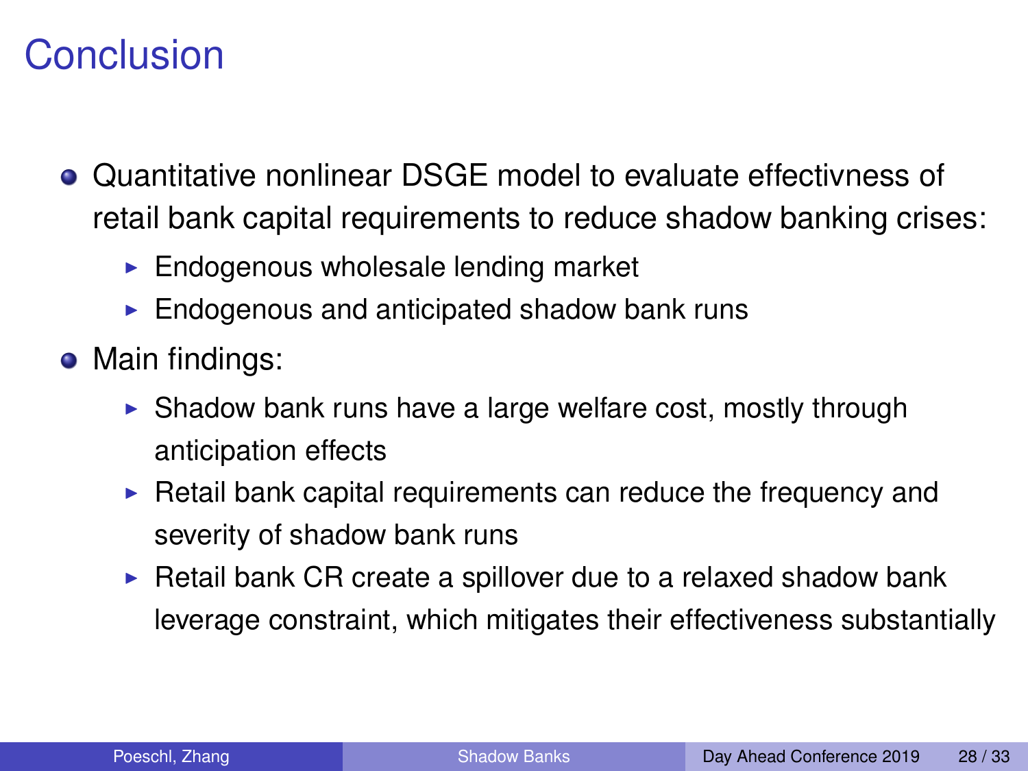# Conclusion

- Quantitative nonlinear DSGE model to evaluate effectivness of retail bank capital requirements to reduce shadow banking crises:
  - Endogenous wholesale lending market
  - Endogenous and anticipated shadow bank runs
- Main findings:
  - Shadow bank runs have a large welfare cost, mostly through anticipation effects
  - Retail bank capital requirements can reduce the frequency and severity of shadow bank runs
  - Retail bank CR create a spillover due to a relaxed shadow bank leverage constraint, which mitigates their effectiveness substantially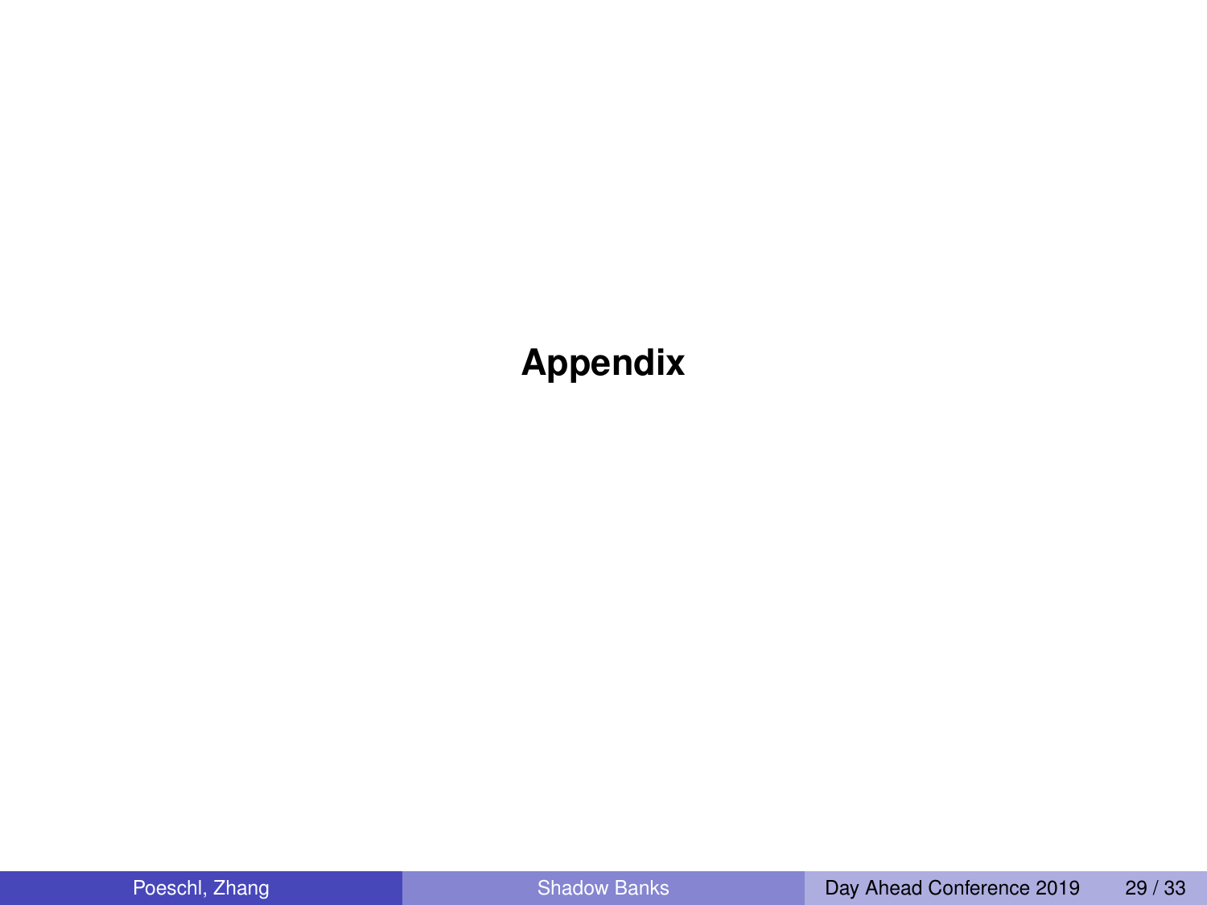# Appendix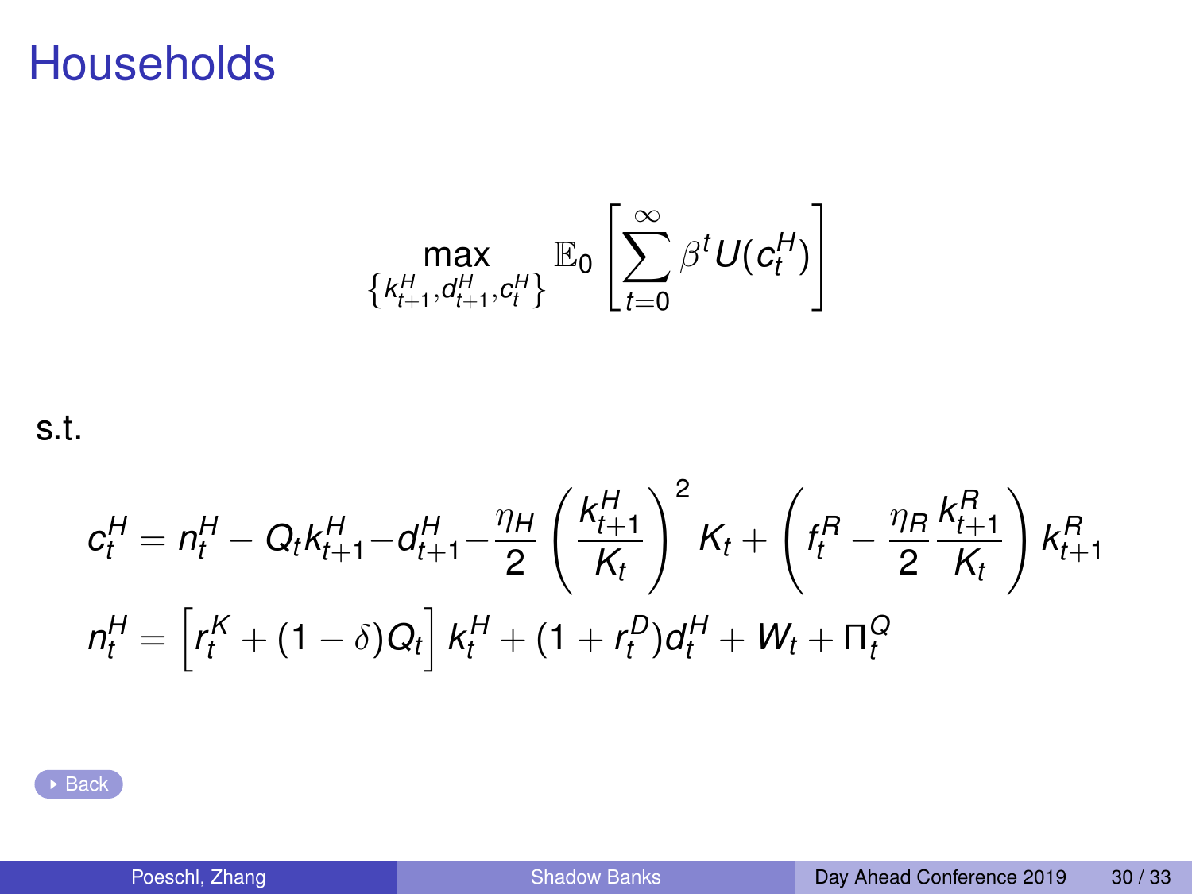# Households

$$\max_{\{k^H_{t+1}, d^H_{t+1}, c^H_t\}} \mathbb{E}_0 \left[ \sum_{t=0}^{\infty} \beta^t U(c^H_t) \right]$$

s.t.

$$c^H_t = n^H_t - Q_t k^H_{t+1} - d^H_{t+1} - \frac{\eta_H}{2} \left( \frac{k^H_{t+1}}{K_t} \right)^2 K_t + \left( f^R_t - \frac{\eta_R}{2} \frac{k^R_{t+1}}{K_t} \right) k^R_{t+1}$$

$$n^H_t = \left[ r^K_t + (1-\delta) Q_t \right] k^H_t + (1 + r^D_t) d^H_t + W_t + \Pi^Q_t$$

Back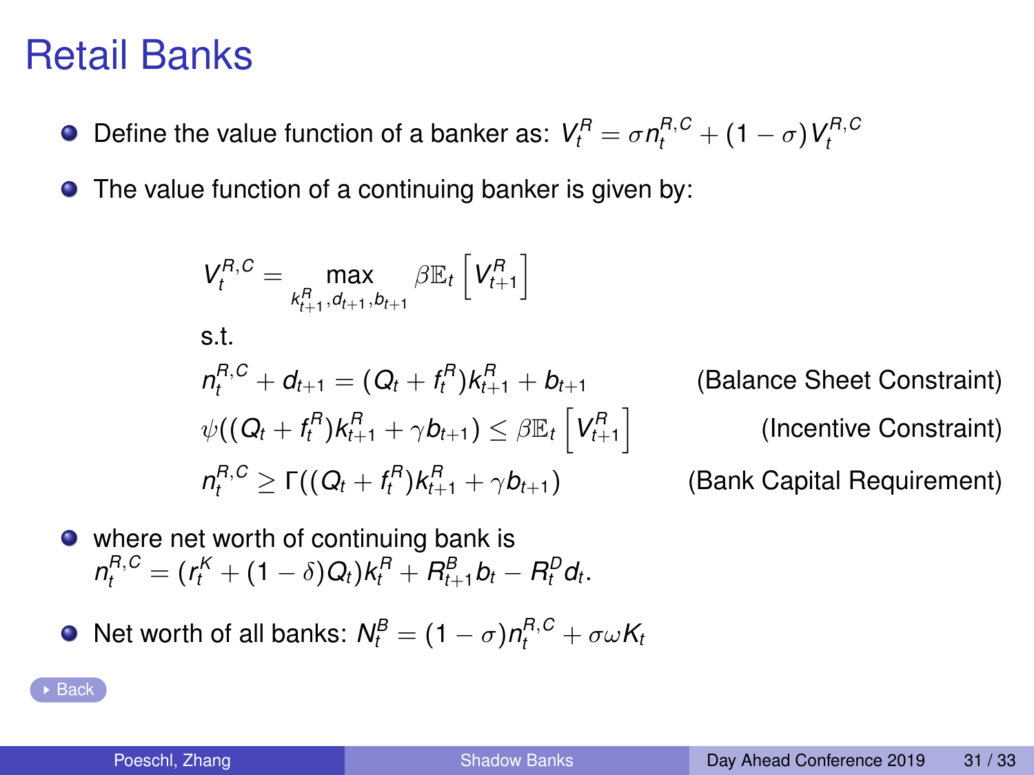# Retail Banks

- Define the value function of a banker as: $V_t^R = \sigma n_t^{R,C} + (1-\sigma) V_t^{R,C}$
- The value function of a continuing banker is given by:

$$V_t^{R,C} = \max_{k_{t+1}^R, d_{t+1}, b_{t+1}} \beta \mathbb{E}_t \left[ V_{t+1}^R \right]$$

s.t.

$$n_t^{R,C} + d_{t+1} = (Q_t + f_t^R) k_{t+1}^R + b_{t+1} \qquad \text{(Balance Sheet Constraint)}$$

$$\psi((Q_t + f_t^R) k_{t+1}^R + \gamma b_{t+1}) \leq \beta \mathbb{E}_t \left[ V_{t+1}^R \right] \qquad \text{(Incentive Constraint)}$$

$$n_t^{R,C} \geq \Gamma((Q_t + f_t^R) k_{t+1}^R + \gamma b_{t+1}) \qquad \text{(Bank Capital Requirement)}$$

- where net worth of continuing bank is $n_t^{R,C} = (r_t^K + (1-\delta) Q_t) k_t^R + R_{t+1}^B b_t - R_t^D d_t$.
- Net worth of all banks: $N_t^B = (1-\sigma) n_t^{R,C} + \sigma \omega K_t$

Back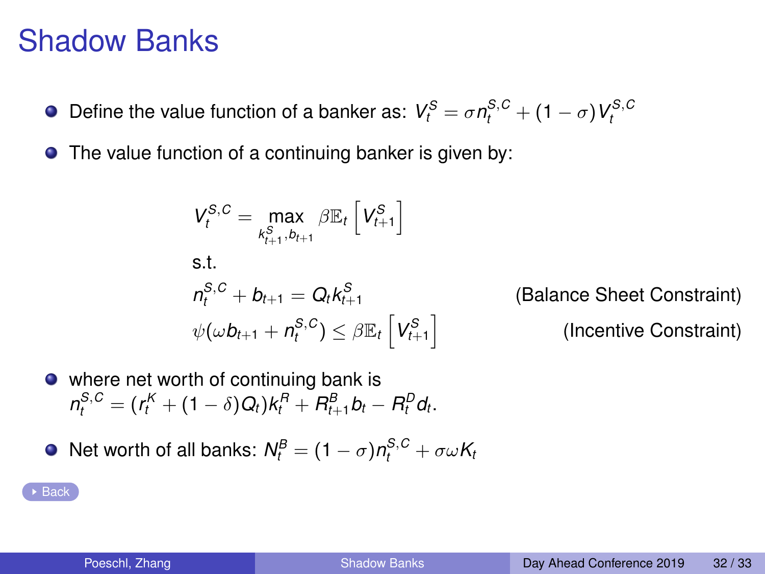# Shadow Banks

- Define the value function of a banker as: $V_t^S = \sigma n_t^{S,C} + (1-\sigma) V_t^{S,C}$
- The value function of a continuing banker is given by:

$$V_t^{S,C} = \max_{k_{t+1}^S, b_{t+1}} \beta \mathbb{E}_t \left[ V_{t+1}^S \right]$$

s.t.

$$n_t^{S,C} + b_{t+1} = Q_t k_{t+1}^S \qquad \text{(Balance Sheet Constraint)}$$

$$\psi(\omega b_{t+1} + n_t^{S,C}) \leq \beta \mathbb{E}_t \left[ V_{t+1}^S \right] \qquad \text{(Incentive Constraint)}$$

- where net worth of continuing bank is $n_t^{S,C} = (r_t^K + (1-\delta)Q_t)k_t^R + R_{t+1}^B b_t - R_t^D d_t$.
- Net worth of all banks: $N_t^B = (1-\sigma)n_t^{S,C} + \sigma\omega K_t$

Back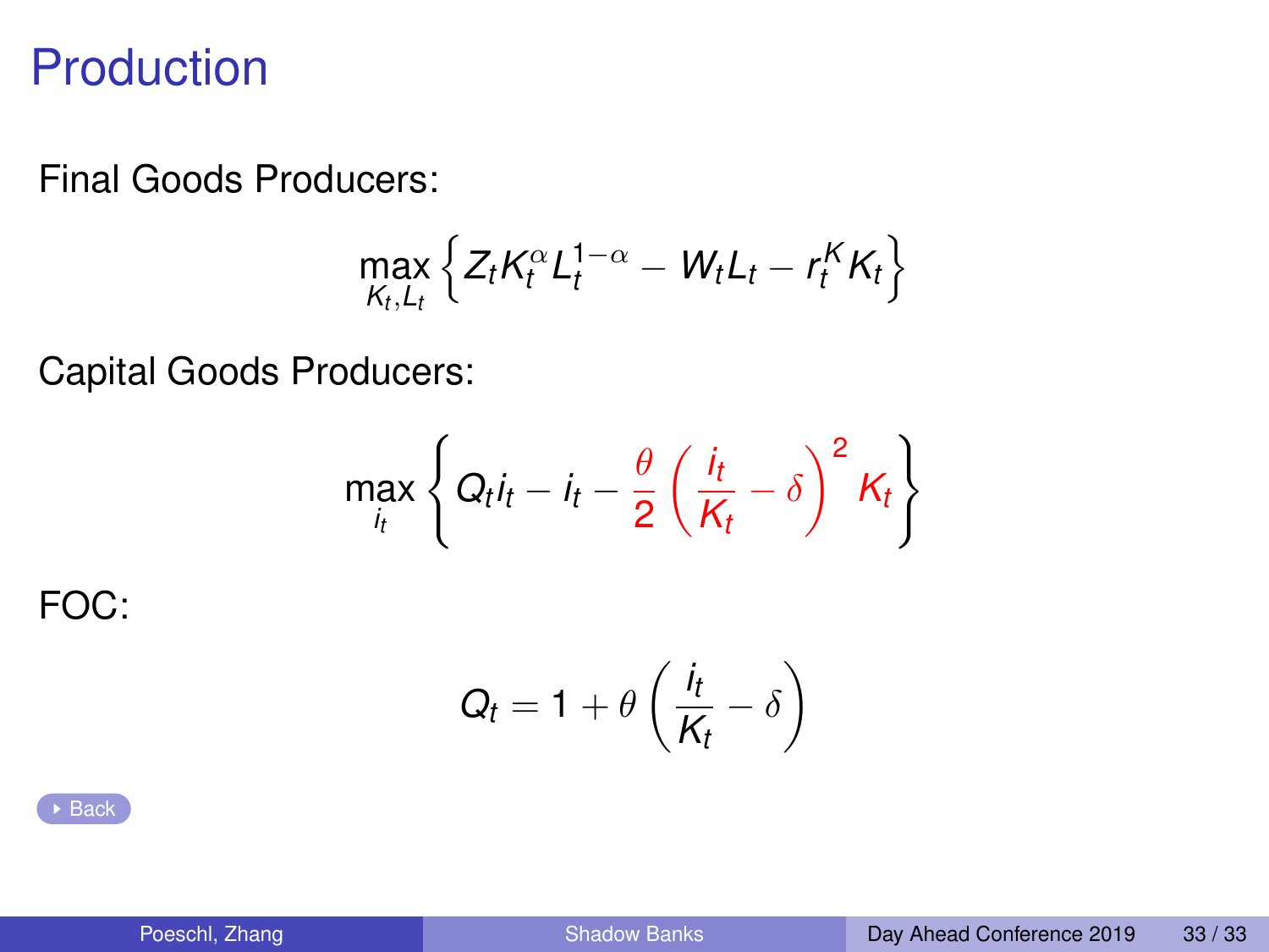# Production

Final Goods Producers:

$$\max_{K_t, L_t} \left\{ Z_t K_t^{\alpha} L_t^{1-\alpha} - W_t L_t - r_t^K K_t \right\}$$

Capital Goods Producers:

$$\max_{i_t} \left\{ Q_t i_t - i_t - \frac{\theta}{2} \left( \frac{i_t}{K_t} - \delta \right)^2 K_t \right\}$$

FOC:

$$Q_t = 1 + \theta \left( \frac{i_t}{K_t} - \delta \right)$$

Back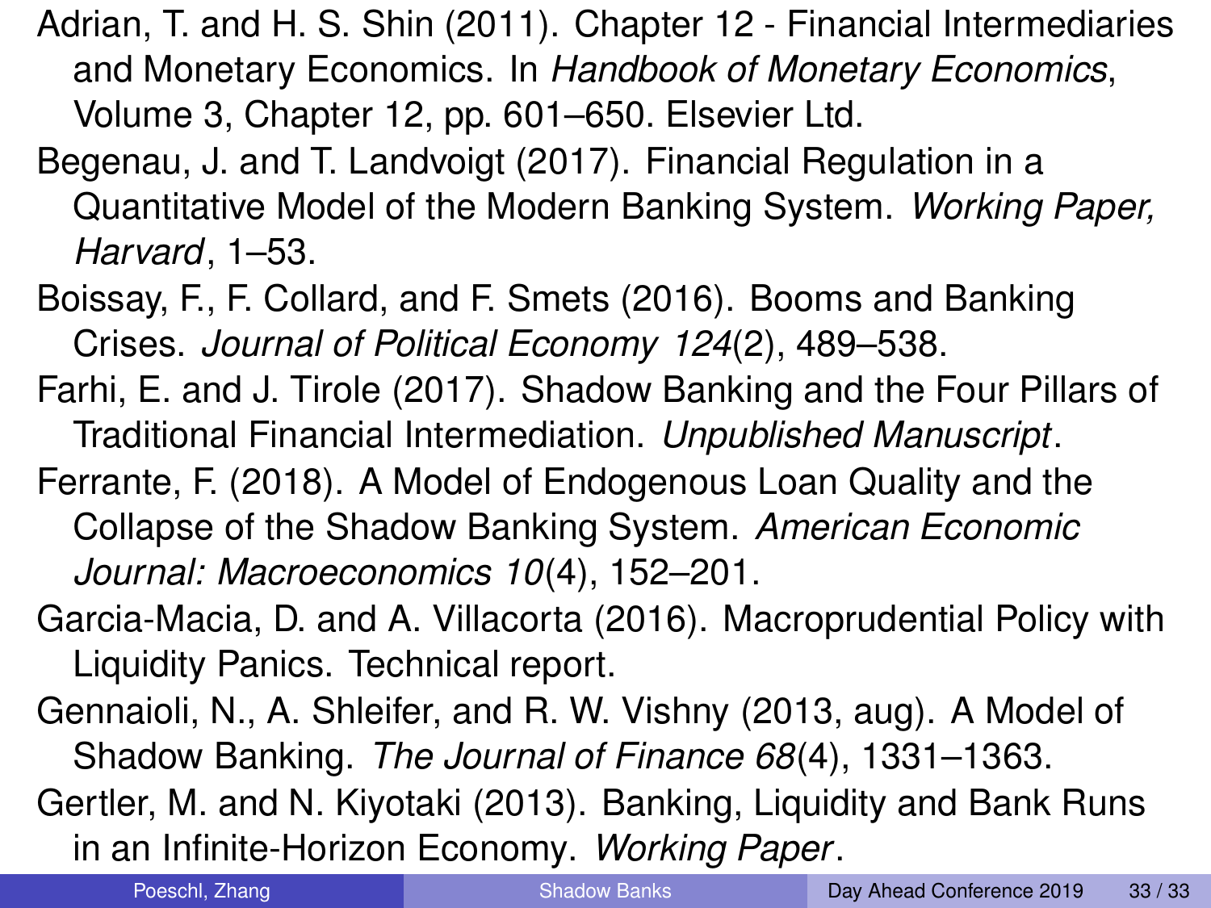Adrian, T. and H. S. Shin (2011). Chapter 12 - Financial Intermediaries and Monetary Economics. In *Handbook of Monetary Economics*, Volume 3, Chapter 12, pp. 601–650. Elsevier Ltd.

Begenau, J. and T. Landvoigt (2017). Financial Regulation in a Quantitative Model of the Modern Banking System. *Working Paper, Harvard*, 1–53.

Boissay, F., F. Collard, and F. Smets (2016). Booms and Banking Crises. *Journal of Political Economy 124*(2), 489–538.

Farhi, E. and J. Tirole (2017). Shadow Banking and the Four Pillars of Traditional Financial Intermediation. *Unpublished Manuscript*.

Ferrante, F. (2018). A Model of Endogenous Loan Quality and the Collapse of the Shadow Banking System. *American Economic Journal: Macroeconomics 10*(4), 152–201.

Garcia-Macia, D. and A. Villacorta (2016). Macroprudential Policy with Liquidity Panics. Technical report.

Gennaioli, N., A. Shleifer, and R. W. Vishny (2013, aug). A Model of Shadow Banking. *The Journal of Finance 68*(4), 1331–1363.

Gertler, M. and N. Kiyotaki (2013). Banking, Liquidity and Bank Runs in an Infinite-Horizon Economy. *Working Paper*.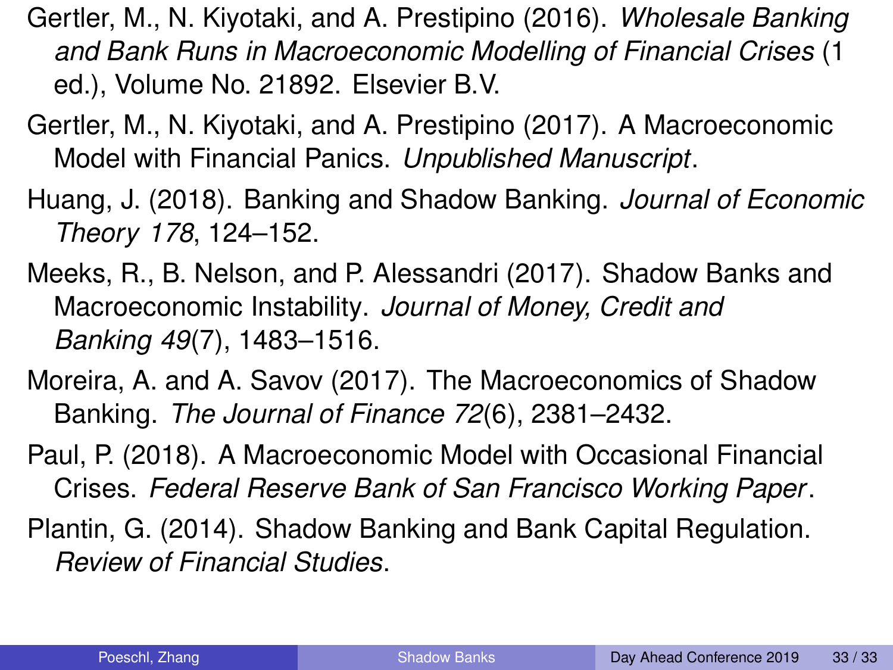Gertler, M., N. Kiyotaki, and A. Prestipino (2016). *Wholesale Banking and Bank Runs in Macroeconomic Modelling of Financial Crises* (1 ed.), Volume No. 21892. Elsevier B.V.

Gertler, M., N. Kiyotaki, and A. Prestipino (2017). A Macroeconomic Model with Financial Panics. *Unpublished Manuscript*.

Huang, J. (2018). Banking and Shadow Banking. *Journal of Economic Theory 178*, 124–152.

Meeks, R., B. Nelson, and P. Alessandri (2017). Shadow Banks and Macroeconomic Instability. *Journal of Money, Credit and Banking 49*(7), 1483–1516.

Moreira, A. and A. Savov (2017). The Macroeconomics of Shadow Banking. *The Journal of Finance 72*(6), 2381–2432.

Paul, P. (2018). A Macroeconomic Model with Occasional Financial Crises. *Federal Reserve Bank of San Francisco Working Paper*.

Plantin, G. (2014). Shadow Banking and Bank Capital Regulation. *Review of Financial Studies*.